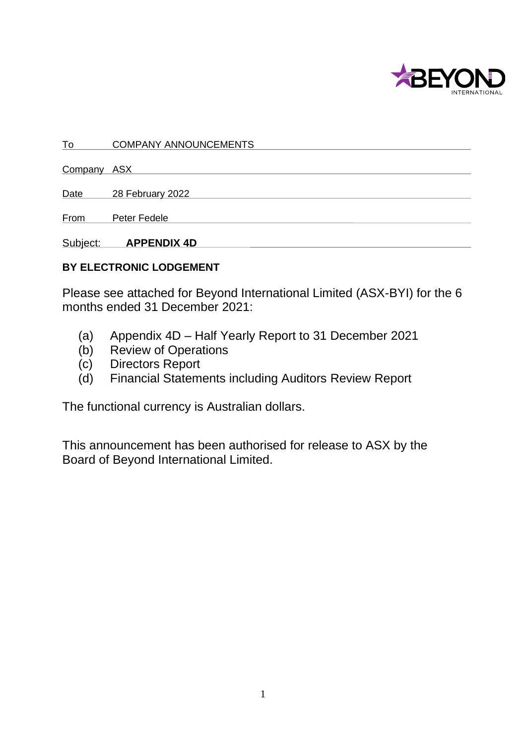| To | COMPANY ANNOUNCEMENTS |
|---|---|
| Company | ASX |
| Date | 28 February 2022 |
| From | Peter Fedele |
| Subject: | **APPENDIX 4D** |

**BY ELECTRONIC LODGEMENT**

Please see attached for Beyond International Limited (ASX-BYI) for the 6 months ended 31 December 2021:

(a) Appendix 4D – Half Yearly Report to 31 December 2021
(b) Review of Operations
(c) Directors Report
(d) Financial Statements including Auditors Review Report

The functional currency is Australian dollars.

This announcement has been authorised for release to ASX by the Board of Beyond International Limited.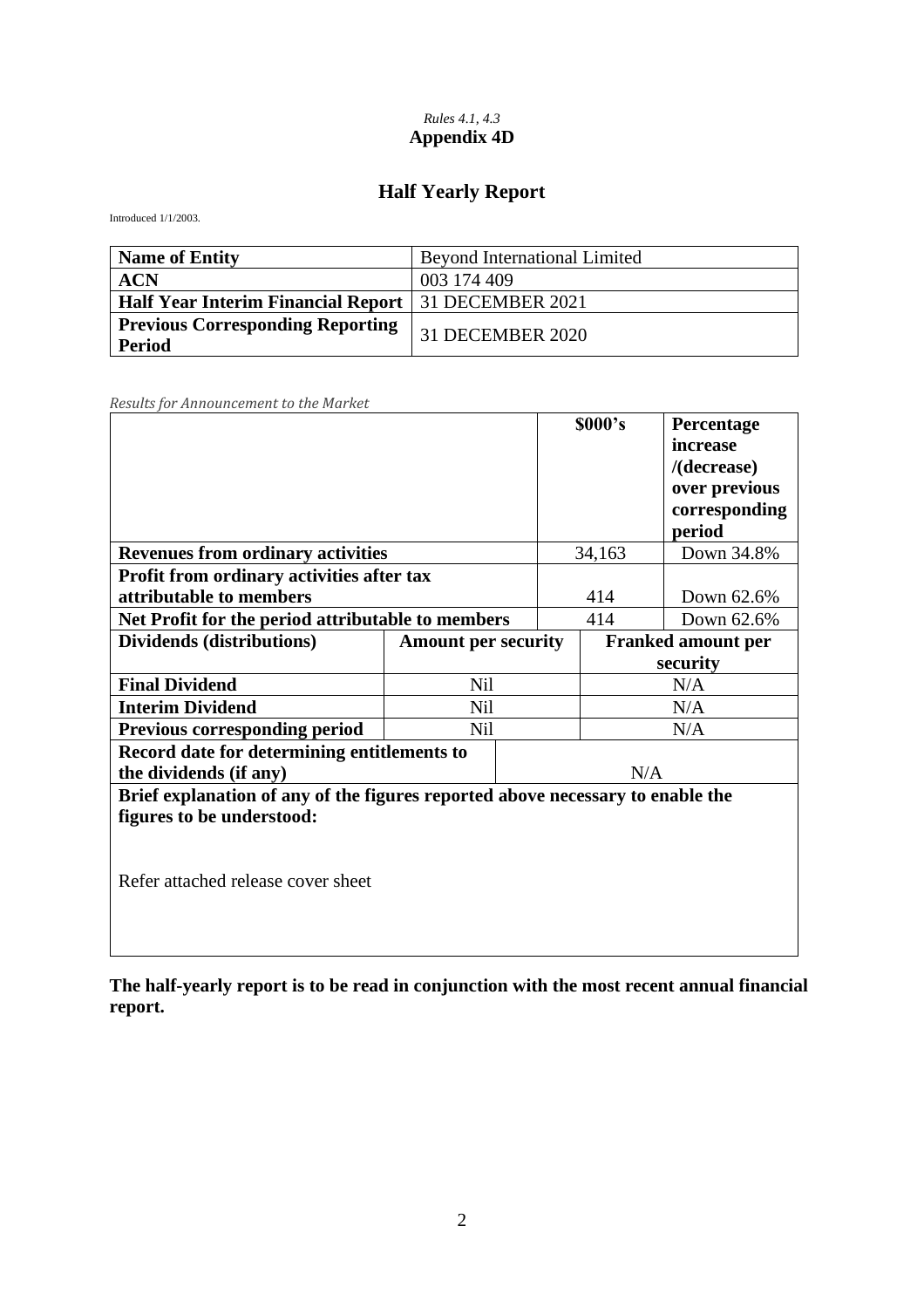*Rules 4.1, 4.3*
**Appendix 4D**

# Half Yearly Report

Introduced 1/1/2003.

| **Name of Entity** | Beyond International Limited |
|---|---|
| **ACN** | 003 174 409 |
| **Half Year Interim Financial Report** | 31 DECEMBER 2021 |
| **Previous Corresponding Reporting Period** | 31 DECEMBER 2020 |

*Results for Announcement to the Market*

| | | **$000's** | **Percentage increase /(decrease) over previous corresponding period** |
|---|---|---|---|
| **Revenues from ordinary activities** | | 34,163 | Down 34.8% |
| **Profit from ordinary activities after tax attributable to members** | | 414 | Down 62.6% |
| **Net Profit for the period attributable to members** | | 414 | Down 62.6% |
| **Dividends (distributions)** | **Amount per security** | **Franked amount per security** | |
| **Final Dividend** | Nil | N/A | |
| **Interim Dividend** | Nil | N/A | |
| **Previous corresponding period** | Nil | N/A | |
| **Record date for determining entitlements to the dividends (if any)** | | N/A | |

**Brief explanation of any of the figures reported above necessary to enable the figures to be understood:**

Refer attached release cover sheet

**The half-yearly report is to be read in conjunction with the most recent annual financial report.**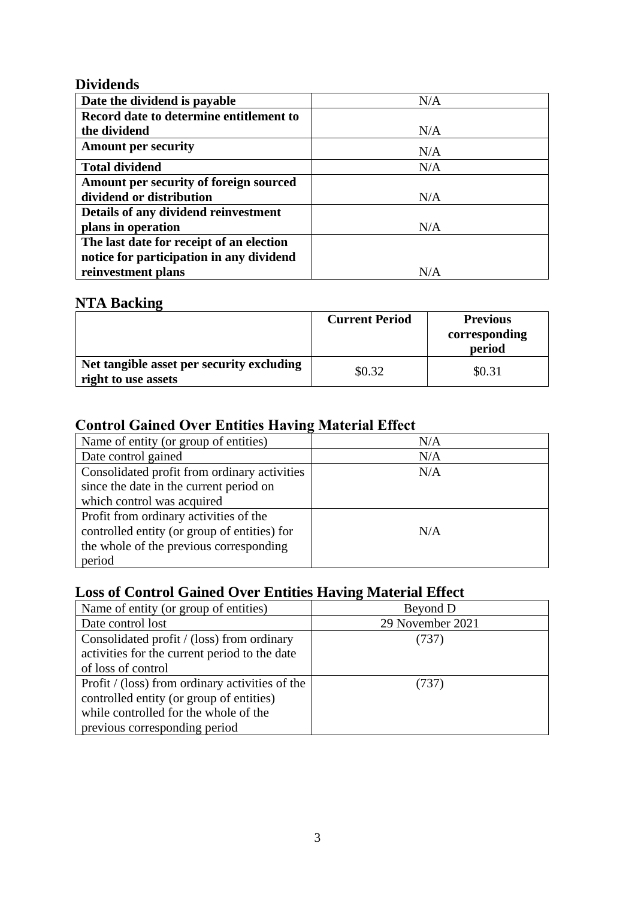## Dividends

| | |
|---|---|
| **Date the dividend is payable** | N/A |
| **Record date to determine entitlement to the dividend** | N/A |
| **Amount per security** | N/A |
| **Total dividend** | N/A |
| **Amount per security of foreign sourced dividend or distribution** | N/A |
| **Details of any dividend reinvestment plans in operation** | N/A |
| **The last date for receipt of an election notice for participation in any dividend reinvestment plans** | N/A |

## NTA Backing

| | **Current Period** | **Previous corresponding period** |
|---|---|---|
| **Net tangible asset per security excluding right to use assets** | $0.32 | $0.31 |

## Control Gained Over Entities Having Material Effect

| | |
|---|---|
| Name of entity (or group of entities) | N/A |
| Date control gained | N/A |
| Consolidated profit from ordinary activities since the date in the current period on which control was acquired | N/A |
| Profit from ordinary activities of the controlled entity (or group of entities) for the whole of the previous corresponding period | N/A |

## Loss of Control Gained Over Entities Having Material Effect

| | |
|---|---|
| Name of entity (or group of entities) | Beyond D |
| Date control lost | 29 November 2021 |
| Consolidated profit / (loss) from ordinary activities for the current period to the date of loss of control | (737) |
| Profit / (loss) from ordinary activities of the controlled entity (or group of entities) while controlled for the whole of the previous corresponding period | (737) |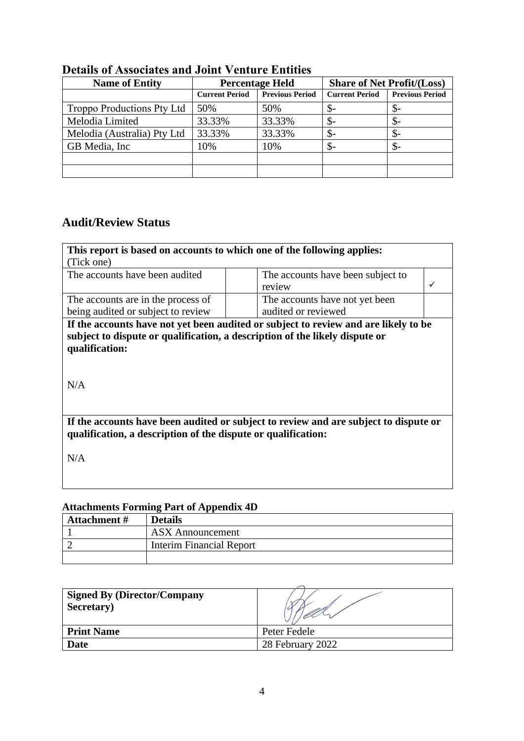## Details of Associates and Joint Venture Entities

| Name of Entity | Percentage Held | | Share of Net Profit/(Loss) | |
|---|---|---|---|---|
| | **Current Period** | **Previous Period** | **Current Period** | **Previous Period** |
| Troppo Productions Pty Ltd | 50% | 50% | $- | $- |
| Melodia Limited | 33.33% | 33.33% | $- | $- |
| Melodia (Australia) Pty Ltd | 33.33% | 33.33% | $- | $- |
| GB Media, Inc | 10% | 10% | $- | $- |
| | | | | |
| | | | | |

## Audit/Review Status

| **This report is based on accounts to which one of the following applies:** (Tick one) | | | |
|---|---|---|---|
| The accounts have been audited | | The accounts have been subject to review | ✓ |
| The accounts are in the process of being audited or subject to review | | The accounts have not yet been audited or reviewed | |

**If the accounts have not yet been audited or subject to review and are likely to be subject to dispute or qualification, a description of the likely dispute or qualification:**

N/A

**If the accounts have been audited or subject to review and are subject to dispute or qualification, a description of the dispute or qualification:**

N/A

### Attachments Forming Part of Appendix 4D

| Attachment # | Details |
|---|---|
| 1 | ASX Announcement |
| 2 | Interim Financial Report |
| | |

| **Signed By (Director/Company Secretary)** | |
|---|---|
| **Print Name** | Peter Fedele |
| **Date** | 28 February 2022 |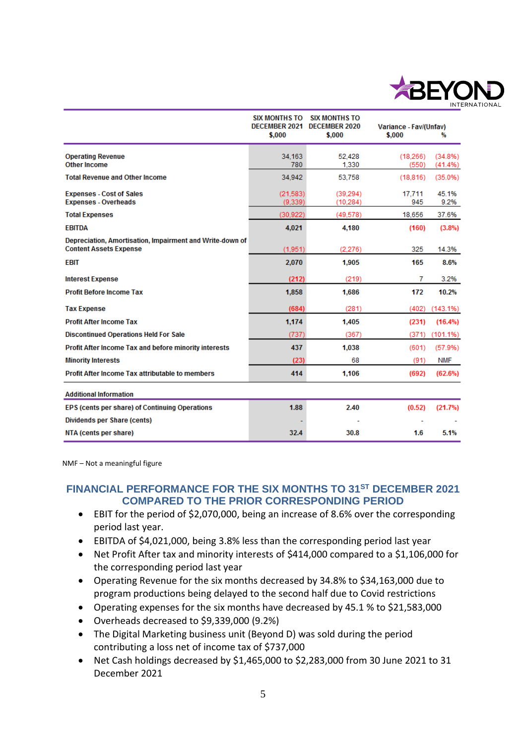| | SIX MONTHS TO DECEMBER 2021 $,000 | SIX MONTHS TO DECEMBER 2020 $,000 | Variance - Fav/(Unfav) $,000 | % |
|---|---|---|---|---|
| Operating Revenue | 34,163 | 52,428 | (18,266) | (34.8%) |
| Other Income | 780 | 1,330 | (550) | (41.4%) |
| **Total Revenue and Other Income** | 34,942 | 53,758 | (18,816) | (35.0%) |
| Expenses - Cost of Sales | (21,583) | (39,294) | 17,711 | 45.1% |
| Expenses - Overheads | (9,339) | (10,284) | 945 | 9.2% |
| **Total Expenses** | (30,922) | (49,578) | 18,656 | 37.6% |
| **EBITDA** | **4,021** | **4,180** | **(160)** | **(3.8%)** |
| Depreciation, Amortisation, Impairment and Write-down of Content Assets Expense | (1,951) | (2,276) | 325 | 14.3% |
| **EBIT** | **2,070** | **1,905** | **165** | **8.6%** |
| Interest Expense | (212) | (219) | 7 | 3.2% |
| **Profit Before Income Tax** | **1,858** | **1,686** | **172** | **10.2%** |
| Tax Expense | (684) | (281) | (402) | (143.1%) |
| **Profit After Income Tax** | **1,174** | **1,405** | **(231)** | **(16.4%)** |
| Discontinued Operations Held For Sale | (737) | (367) | (371) | (101.1%) |
| **Profit After Income Tax and before minority interests** | **437** | **1,038** | (601) | (57.9%) |
| Minority Interests | (23) | 68 | (91) | NMF |
| **Profit After Income Tax attributable to members** | **414** | **1,106** | **(692)** | **(62.6%)** |
| **Additional Information** | | | | |
| EPS (cents per share) of Continuing Operations | 1.88 | 2.40 | (0.52) | (21.7%) |
| Dividends per Share (cents) | - | - | - | - |
| NTA (cents per share) | 32.4 | 30.8 | 1.6 | 5.1% |

NMF – Not a meaningful figure

## FINANCIAL PERFORMANCE FOR THE SIX MONTHS TO 31ST DECEMBER 2021 COMPARED TO THE PRIOR CORRESPONDING PERIOD

- EBIT for the period of $2,070,000, being an increase of 8.6% over the corresponding period last year.
- EBITDA of $4,021,000, being 3.8% less than the corresponding period last year
- Net Profit After tax and minority interests of $414,000 compared to a $1,106,000 for the corresponding period last year
- Operating Revenue for the six months decreased by 34.8% to $34,163,000 due to program productions being delayed to the second half due to Covid restrictions
- Operating expenses for the six months have decreased by 45.1 % to $21,583,000
- Overheads decreased to $9,339,000 (9.2%)
- The Digital Marketing business unit (Beyond D) was sold during the period contributing a loss net of income tax of $737,000
- Net Cash holdings decreased by $1,465,000 to $2,283,000 from 30 June 2021 to 31 December 2021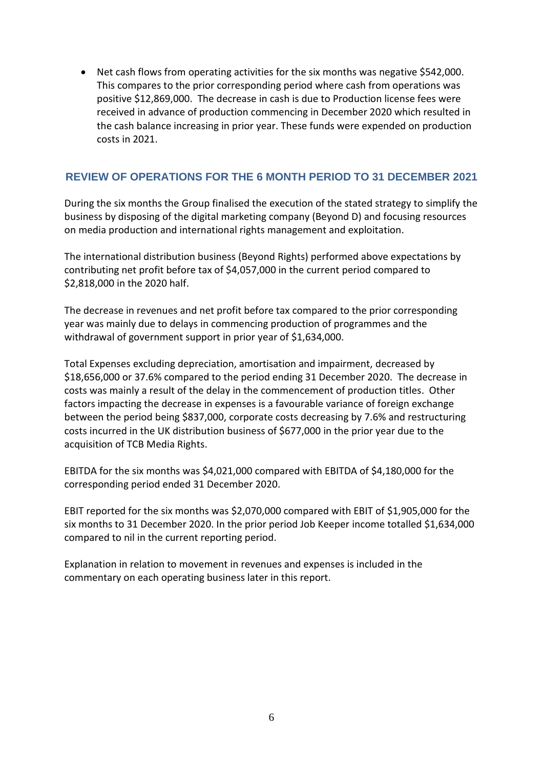- Net cash flows from operating activities for the six months was negative $542,000. This compares to the prior corresponding period where cash from operations was positive $12,869,000. The decrease in cash is due to Production license fees were received in advance of production commencing in December 2020 which resulted in the cash balance increasing in prior year. These funds were expended on production costs in 2021.

## REVIEW OF OPERATIONS FOR THE 6 MONTH PERIOD TO 31 DECEMBER 2021

During the six months the Group finalised the execution of the stated strategy to simplify the business by disposing of the digital marketing company (Beyond D) and focusing resources on media production and international rights management and exploitation.

The international distribution business (Beyond Rights) performed above expectations by contributing net profit before tax of $4,057,000 in the current period compared to $2,818,000 in the 2020 half.

The decrease in revenues and net profit before tax compared to the prior corresponding year was mainly due to delays in commencing production of programmes and the withdrawal of government support in prior year of $1,634,000.

Total Expenses excluding depreciation, amortisation and impairment, decreased by $18,656,000 or 37.6% compared to the period ending 31 December 2020. The decrease in costs was mainly a result of the delay in the commencement of production titles. Other factors impacting the decrease in expenses is a favourable variance of foreign exchange between the period being $837,000, corporate costs decreasing by 7.6% and restructuring costs incurred in the UK distribution business of $677,000 in the prior year due to the acquisition of TCB Media Rights.

EBITDA for the six months was $4,021,000 compared with EBITDA of $4,180,000 for the corresponding period ended 31 December 2020.

EBIT reported for the six months was $2,070,000 compared with EBIT of $1,905,000 for the six months to 31 December 2020. In the prior period Job Keeper income totalled $1,634,000 compared to nil in the current reporting period.

Explanation in relation to movement in revenues and expenses is included in the commentary on each operating business later in this report.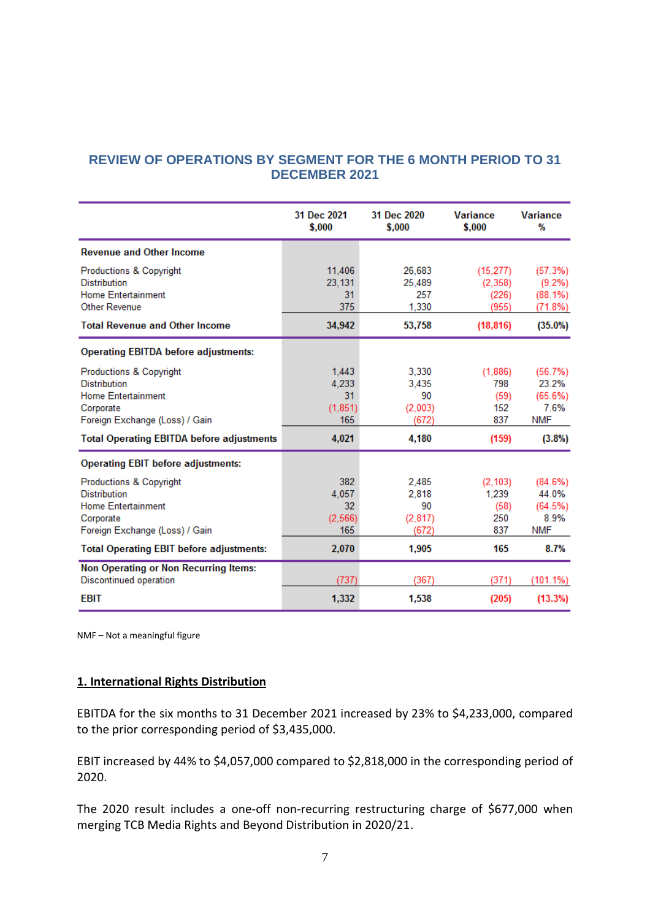## REVIEW OF OPERATIONS BY SEGMENT FOR THE 6 MONTH PERIOD TO 31 DECEMBER 2021

| | 31 Dec 2021 $,000 | 31 Dec 2020 $,000 | Variance $,000 | Variance % |
|---|---|---|---|---|
| **Revenue and Other Income** | | | | |
| Productions & Copyright | 11,406 | 26,683 | (15,277) | (57.3%) |
| Distribution | 23,131 | 25,489 | (2,358) | (9.2%) |
| Home Entertainment | 31 | 257 | (226) | (88.1%) |
| Other Revenue | 375 | 1,330 | (955) | (71.8%) |
| **Total Revenue and Other Income** | **34,942** | **53,758** | **(18,816)** | **(35.0%)** |
| **Operating EBITDA before adjustments:** | | | | |
| Productions & Copyright | 1,443 | 3,330 | (1,886) | (56.7%) |
| Distribution | 4,233 | 3,435 | 798 | 23.2% |
| Home Entertainment | 31 | 90 | (59) | (65.6%) |
| Corporate | (1,851) | (2,003) | 152 | 7.6% |
| Foreign Exchange (Loss) / Gain | 165 | (672) | 837 | NMF |
| **Total Operating EBITDA before adjustments** | **4,021** | **4,180** | **(159)** | **(3.8%)** |
| **Operating EBIT before adjustments:** | | | | |
| Productions & Copyright | 382 | 2,485 | (2,103) | (84.6%) |
| Distribution | 4,057 | 2,818 | 1,239 | 44.0% |
| Home Entertainment | 32 | 90 | (58) | (64.5%) |
| Corporate | (2,566) | (2,817) | 250 | 8.9% |
| Foreign Exchange (Loss) / Gain | 165 | (672) | 837 | NMF |
| **Total Operating EBIT before adjustments:** | **2,070** | **1,905** | **165** | **8.7%** |
| **Non Operating or Non Recurring Items:** | | | | |
| Discontinued operation | (737) | (367) | (371) | (101.1%) |
| **EBIT** | **1,332** | **1,538** | **(205)** | **(13.3%)** |

NMF – Not a meaningful figure

### 1. International Rights Distribution

EBITDA for the six months to 31 December 2021 increased by 23% to $4,233,000, compared to the prior corresponding period of $3,435,000.

EBIT increased by 44% to $4,057,000 compared to $2,818,000 in the corresponding period of 2020.

The 2020 result includes a one-off non-recurring restructuring charge of $677,000 when merging TCB Media Rights and Beyond Distribution in 2020/21.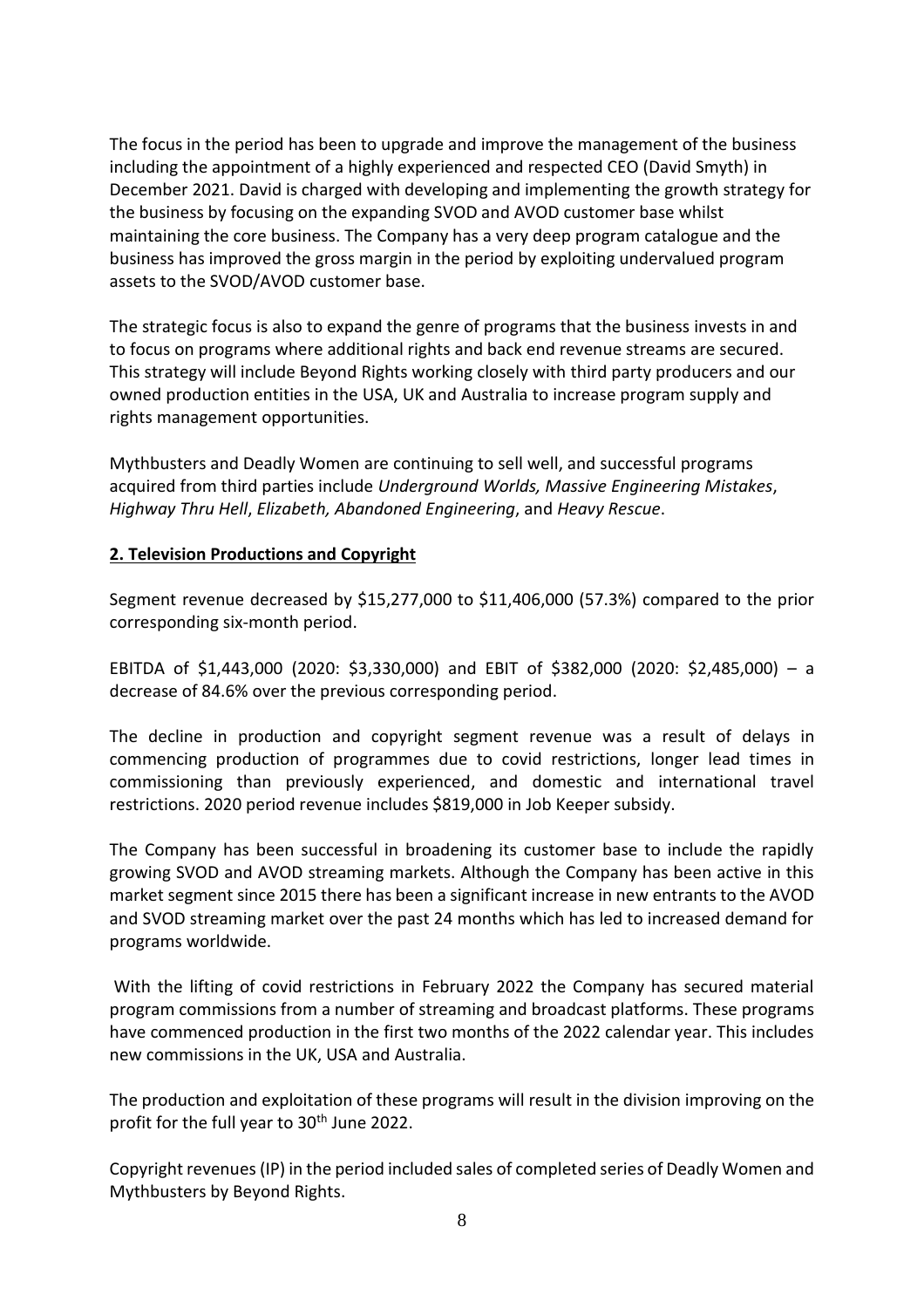The focus in the period has been to upgrade and improve the management of the business including the appointment of a highly experienced and respected CEO (David Smyth) in December 2021. David is charged with developing and implementing the growth strategy for the business by focusing on the expanding SVOD and AVOD customer base whilst maintaining the core business. The Company has a very deep program catalogue and the business has improved the gross margin in the period by exploiting undervalued program assets to the SVOD/AVOD customer base.

The strategic focus is also to expand the genre of programs that the business invests in and to focus on programs where additional rights and back end revenue streams are secured. This strategy will include Beyond Rights working closely with third party producers and our owned production entities in the USA, UK and Australia to increase program supply and rights management opportunities.

Mythbusters and Deadly Women are continuing to sell well, and successful programs acquired from third parties include *Underground Worlds, Massive Engineering Mistakes*, *Highway Thru Hell*, *Elizabeth, Abandoned Engineering*, and *Heavy Rescue*.

## 2. Television Productions and Copyright

Segment revenue decreased by $15,277,000 to $11,406,000 (57.3%) compared to the prior corresponding six-month period.

EBITDA of $1,443,000 (2020: $3,330,000) and EBIT of $382,000 (2020: $2,485,000) – a decrease of 84.6% over the previous corresponding period.

The decline in production and copyright segment revenue was a result of delays in commencing production of programmes due to covid restrictions, longer lead times in commissioning than previously experienced, and domestic and international travel restrictions. 2020 period revenue includes $819,000 in Job Keeper subsidy.

The Company has been successful in broadening its customer base to include the rapidly growing SVOD and AVOD streaming markets. Although the Company has been active in this market segment since 2015 there has been a significant increase in new entrants to the AVOD and SVOD streaming market over the past 24 months which has led to increased demand for programs worldwide.

With the lifting of covid restrictions in February 2022 the Company has secured material program commissions from a number of streaming and broadcast platforms. These programs have commenced production in the first two months of the 2022 calendar year. This includes new commissions in the UK, USA and Australia.

The production and exploitation of these programs will result in the division improving on the profit for the full year to 30th June 2022.

Copyright revenues (IP) in the period included sales of completed series of Deadly Women and Mythbusters by Beyond Rights.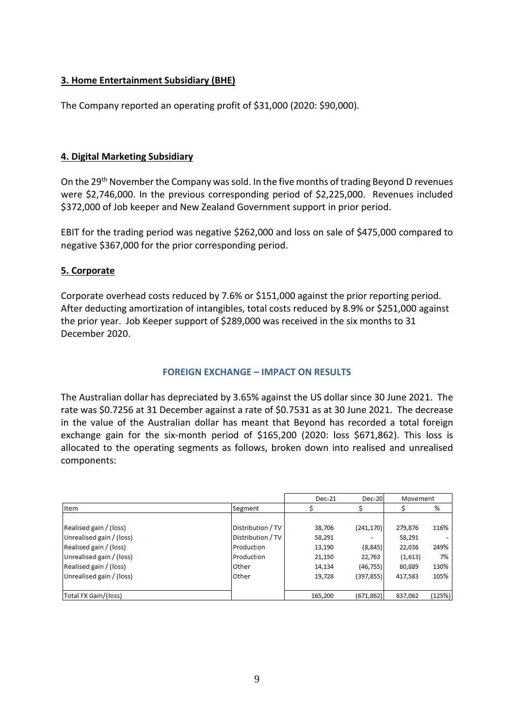### 3. Home Entertainment Subsidiary (BHE)

The Company reported an operating profit of $31,000 (2020: $90,000).

### 4. Digital Marketing Subsidiary

On the 29th November the Company was sold. In the five months of trading Beyond D revenues were $2,746,000. In the previous corresponding period of $2,225,000. Revenues included $372,000 of Job keeper and New Zealand Government support in prior period.

EBIT for the trading period was negative $262,000 and loss on sale of $475,000 compared to negative $367,000 for the prior corresponding period.

### 5. Corporate

Corporate overhead costs reduced by 7.6% or $151,000 against the prior reporting period. After deducting amortization of intangibles, total costs reduced by 8.9% or $251,000 against the prior year. Job Keeper support of $289,000 was received in the six months to 31 December 2020.

## FOREIGN EXCHANGE – IMPACT ON RESULTS

The Australian dollar has depreciated by 3.65% against the US dollar since 30 June 2021. The rate was $0.7256 at 31 December against a rate of $0.7531 as at 30 June 2021. The decrease in the value of the Australian dollar has meant that Beyond has recorded a total foreign exchange gain for the six-month period of $165,200 (2020: loss $671,862). This loss is allocated to the operating segments as follows, broken down into realised and unrealised components:

| | | Dec-21 | Dec-20 | Movement | |
|---|---|---|---|---|---|
| Item | Segment | $ | $ | $ | % |
| Realised gain / (loss) | Distribution / TV | 38,706 | (241,170) | 279,876 | 116% |
| Unrealised gain / (loss) | Distribution / TV | 58,291 | - | 58,291 | - |
| Realised gain / (loss) | Production | 13,190 | (8,845) | 22,036 | 249% |
| Unrealised gain / (loss) | Production | 21,150 | 22,763 | (1,613) | 7% |
| Realised gain / (loss) | Other | 14,134 | (46,755) | 60,889 | 130% |
| Unrealised gain / (loss) | Other | 19,728 | (397,855) | 417,583 | 105% |
| Total FX Gain/(loss) | | 165,200 | (671,862) | 837,062 | (125%) |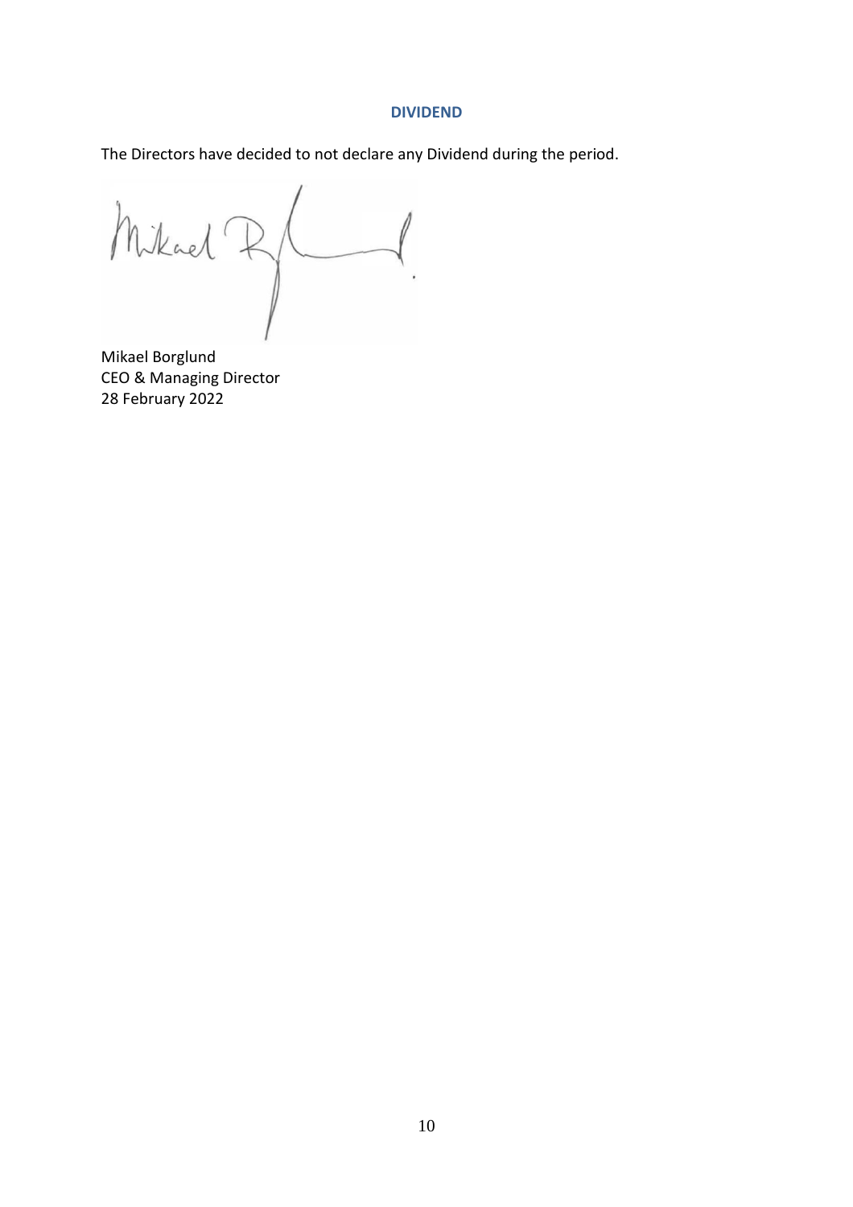## DIVIDEND

The Directors have decided to not declare any Dividend during the period.

Mikael Borglund
CEO & Managing Director
28 February 2022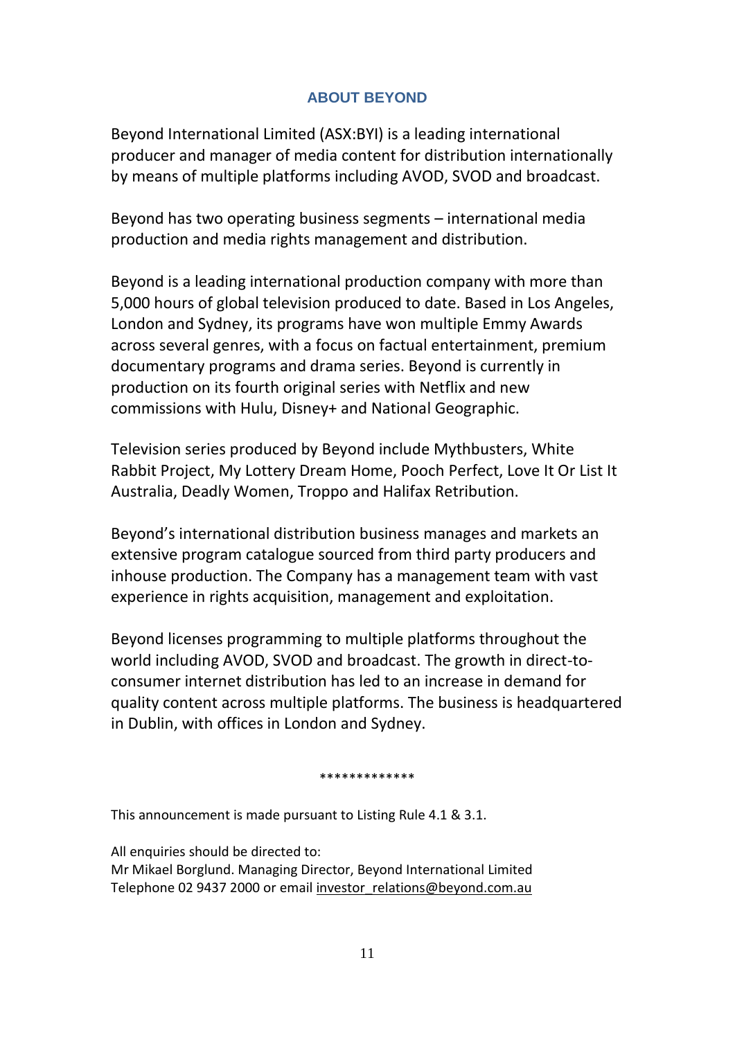## ABOUT BEYOND

Beyond International Limited (ASX:BYI) is a leading international producer and manager of media content for distribution internationally by means of multiple platforms including AVOD, SVOD and broadcast.

Beyond has two operating business segments – international media production and media rights management and distribution.

Beyond is a leading international production company with more than 5,000 hours of global television produced to date. Based in Los Angeles, London and Sydney, its programs have won multiple Emmy Awards across several genres, with a focus on factual entertainment, premium documentary programs and drama series. Beyond is currently in production on its fourth original series with Netflix and new commissions with Hulu, Disney+ and National Geographic.

Television series produced by Beyond include Mythbusters, White Rabbit Project, My Lottery Dream Home, Pooch Perfect, Love It Or List It Australia, Deadly Women, Troppo and Halifax Retribution.

Beyond's international distribution business manages and markets an extensive program catalogue sourced from third party producers and inhouse production. The Company has a management team with vast experience in rights acquisition, management and exploitation.

Beyond licenses programming to multiple platforms throughout the world including AVOD, SVOD and broadcast. The growth in direct-to-consumer internet distribution has led to an increase in demand for quality content across multiple platforms. The business is headquartered in Dublin, with offices in London and Sydney.

*************

This announcement is made pursuant to Listing Rule 4.1 & 3.1.

All enquiries should be directed to:
Mr Mikael Borglund. Managing Director, Beyond International Limited
Telephone 02 9437 2000 or email investor_relations@beyond.com.au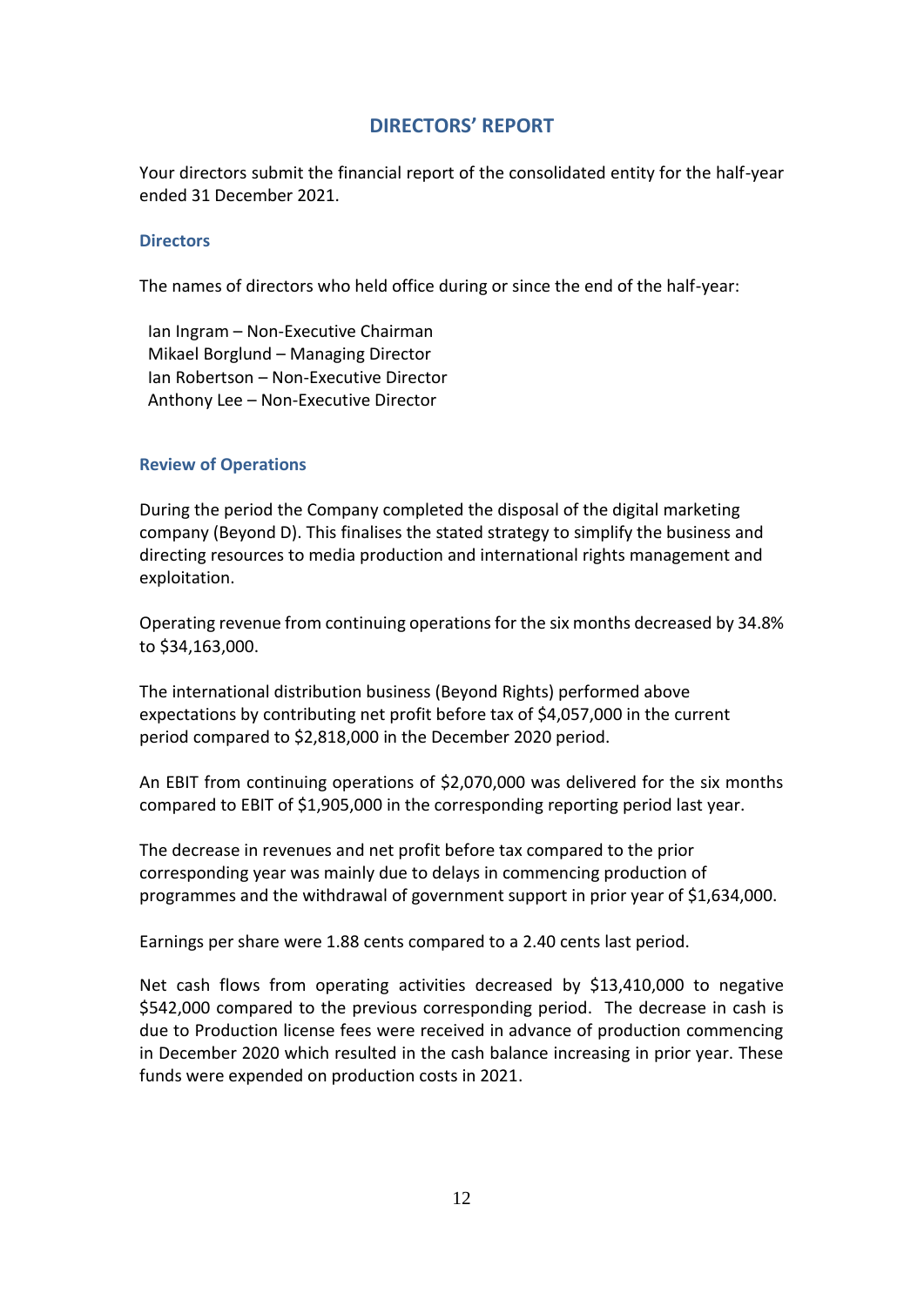# DIRECTORS' REPORT

Your directors submit the financial report of the consolidated entity for the half-year ended 31 December 2021.

## Directors

The names of directors who held office during or since the end of the half-year:

Ian Ingram – Non-Executive Chairman
Mikael Borglund – Managing Director
Ian Robertson – Non-Executive Director
Anthony Lee – Non-Executive Director

## Review of Operations

During the period the Company completed the disposal of the digital marketing company (Beyond D). This finalises the stated strategy to simplify the business and directing resources to media production and international rights management and exploitation.

Operating revenue from continuing operations for the six months decreased by 34.8% to $34,163,000.

The international distribution business (Beyond Rights) performed above expectations by contributing net profit before tax of $4,057,000 in the current period compared to $2,818,000 in the December 2020 period.

An EBIT from continuing operations of $2,070,000 was delivered for the six months compared to EBIT of $1,905,000 in the corresponding reporting period last year.

The decrease in revenues and net profit before tax compared to the prior corresponding year was mainly due to delays in commencing production of programmes and the withdrawal of government support in prior year of $1,634,000.

Earnings per share were 1.88 cents compared to a 2.40 cents last period.

Net cash flows from operating activities decreased by $13,410,000 to negative $542,000 compared to the previous corresponding period. The decrease in cash is due to Production license fees were received in advance of production commencing in December 2020 which resulted in the cash balance increasing in prior year. These funds were expended on production costs in 2021.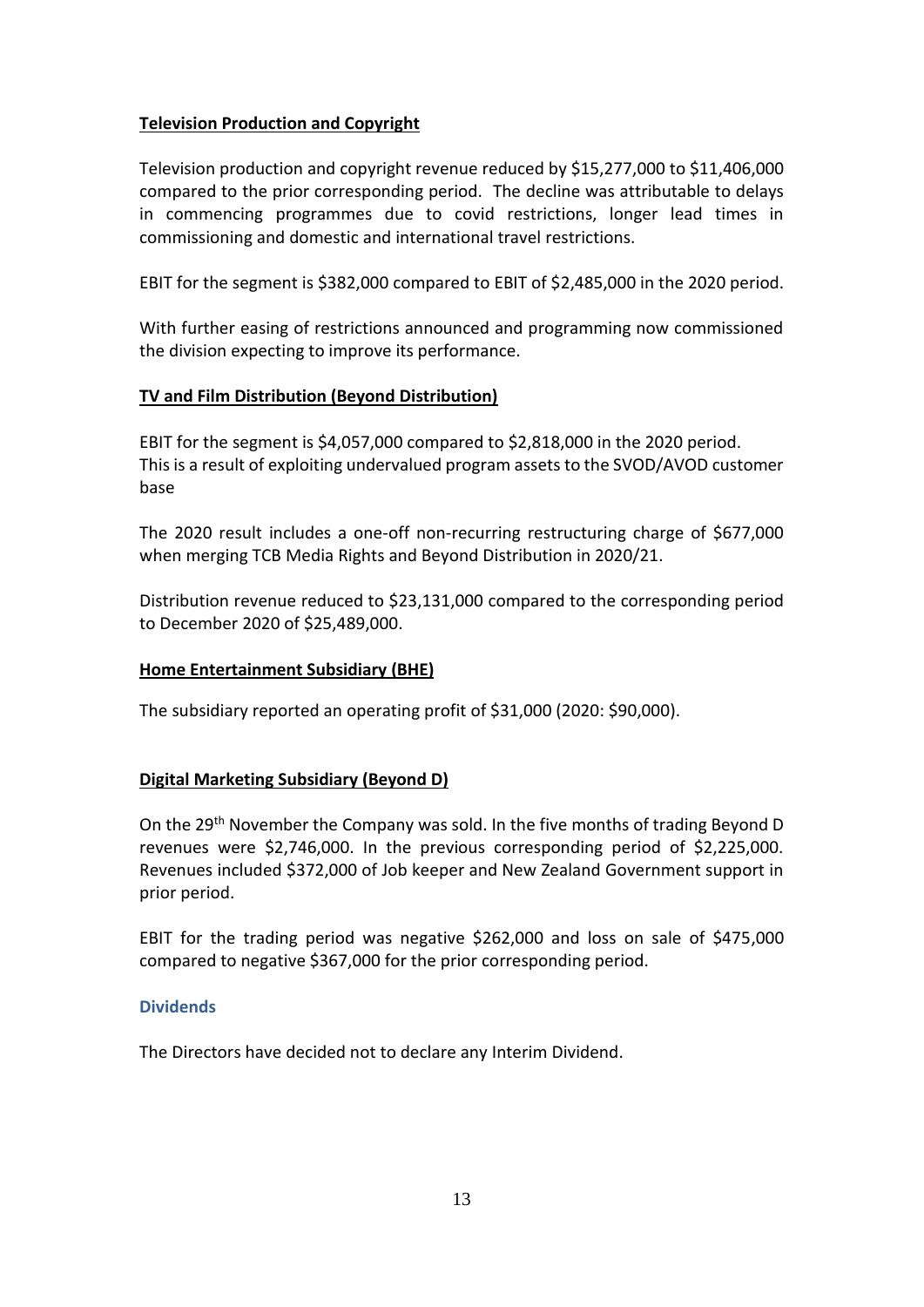**Television Production and Copyright**

Television production and copyright revenue reduced by $15,277,000 to $11,406,000 compared to the prior corresponding period. The decline was attributable to delays in commencing programmes due to covid restrictions, longer lead times in commissioning and domestic and international travel restrictions.

EBIT for the segment is $382,000 compared to EBIT of $2,485,000 in the 2020 period.

With further easing of restrictions announced and programming now commissioned the division expecting to improve its performance.

**TV and Film Distribution (Beyond Distribution)**

EBIT for the segment is $4,057,000 compared to $2,818,000 in the 2020 period. This is a result of exploiting undervalued program assets to the SVOD/AVOD customer base

The 2020 result includes a one-off non-recurring restructuring charge of $677,000 when merging TCB Media Rights and Beyond Distribution in 2020/21.

Distribution revenue reduced to $23,131,000 compared to the corresponding period to December 2020 of $25,489,000.

**Home Entertainment Subsidiary (BHE)**

The subsidiary reported an operating profit of $31,000 (2020: $90,000).

**Digital Marketing Subsidiary (Beyond D)**

On the 29th November the Company was sold. In the five months of trading Beyond D revenues were $2,746,000. In the previous corresponding period of $2,225,000. Revenues included $372,000 of Job keeper and New Zealand Government support in prior period.

EBIT for the trading period was negative $262,000 and loss on sale of $475,000 compared to negative $367,000 for the prior corresponding period.

## Dividends

The Directors have decided not to declare any Interim Dividend.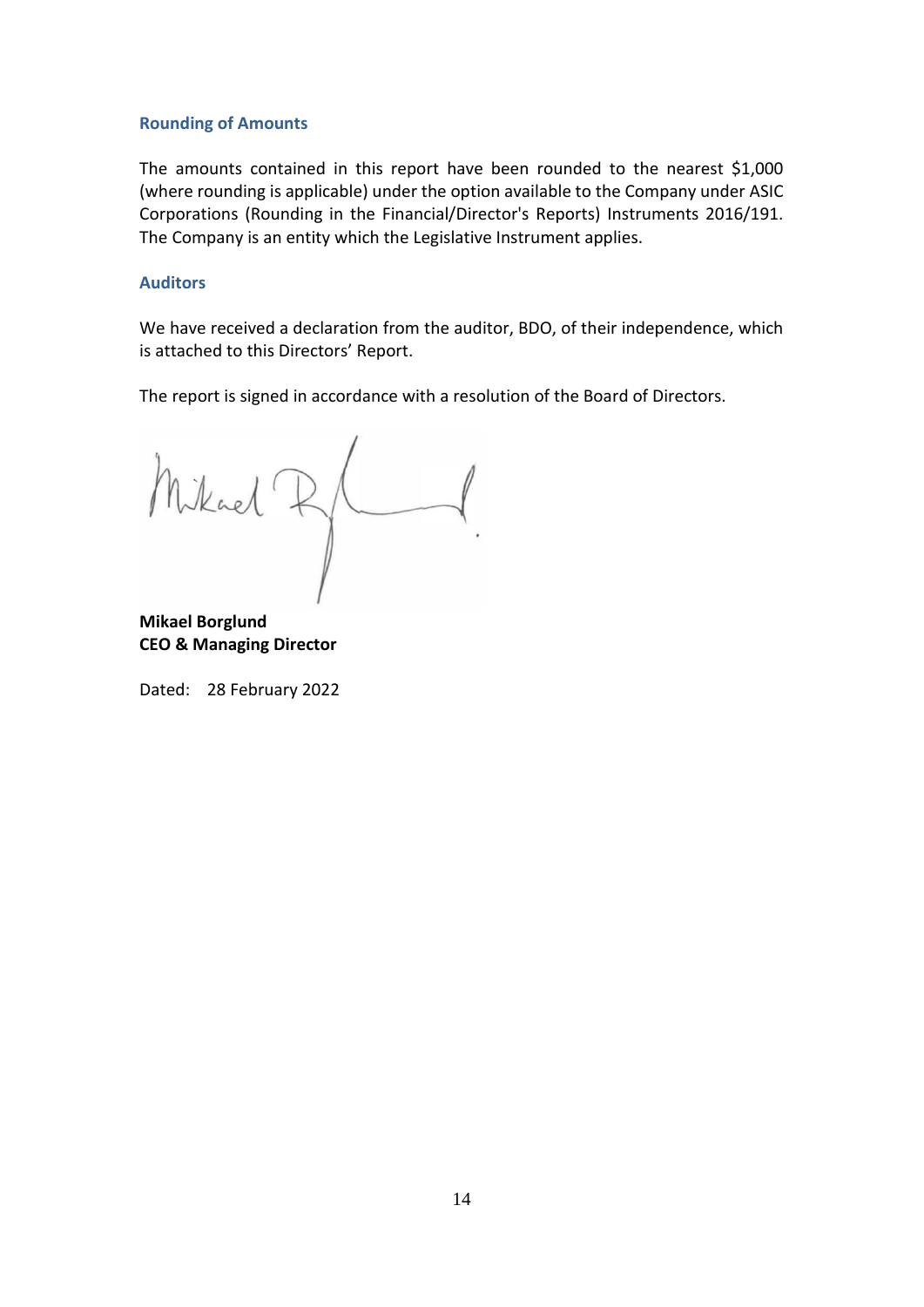## Rounding of Amounts

The amounts contained in this report have been rounded to the nearest $1,000 (where rounding is applicable) under the option available to the Company under ASIC Corporations (Rounding in the Financial/Director's Reports) Instruments 2016/191. The Company is an entity which the Legislative Instrument applies.

## Auditors

We have received a declaration from the auditor, BDO, of their independence, which is attached to this Directors' Report.

The report is signed in accordance with a resolution of the Board of Directors.

**Mikael Borglund**
**CEO & Managing Director**

Dated: 28 February 2022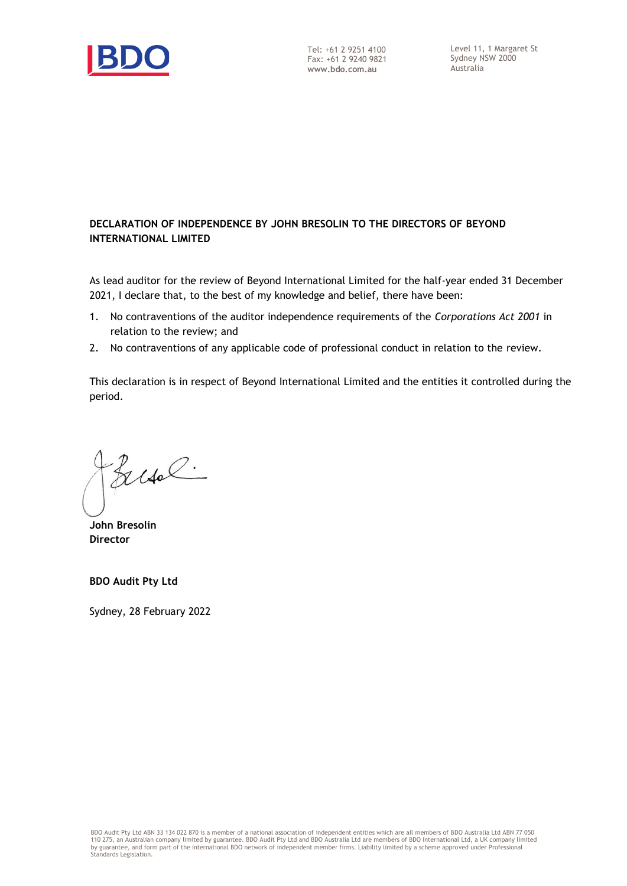Tel: +61 2 9251 4100
Fax: +61 2 9240 9821
www.bdo.com.au

Level 11, 1 Margaret St
Sydney NSW 2000
Australia

**DECLARATION OF INDEPENDENCE BY JOHN BRESOLIN TO THE DIRECTORS OF BEYOND INTERNATIONAL LIMITED**

As lead auditor for the review of Beyond International Limited for the half-year ended 31 December 2021, I declare that, to the best of my knowledge and belief, there have been:

1. No contraventions of the auditor independence requirements of the *Corporations Act 2001* in relation to the review; and
2. No contraventions of any applicable code of professional conduct in relation to the review.

This declaration is in respect of Beyond International Limited and the entities it controlled during the period.

**John Bresolin**
**Director**

**BDO Audit Pty Ltd**

Sydney, 28 February 2022

BDO Audit Pty Ltd ABN 33 134 022 870 is a member of a national association of independent entities which are all members of BDO Australia Ltd ABN 77 050 110 275, an Australian company limited by guarantee. BDO Audit Pty Ltd and BDO Australia Ltd are members of BDO International Ltd, a UK company limited by guarantee, and form part of the international BDO network of independent member firms. Liability limited by a scheme approved under Professional Standards Legislation.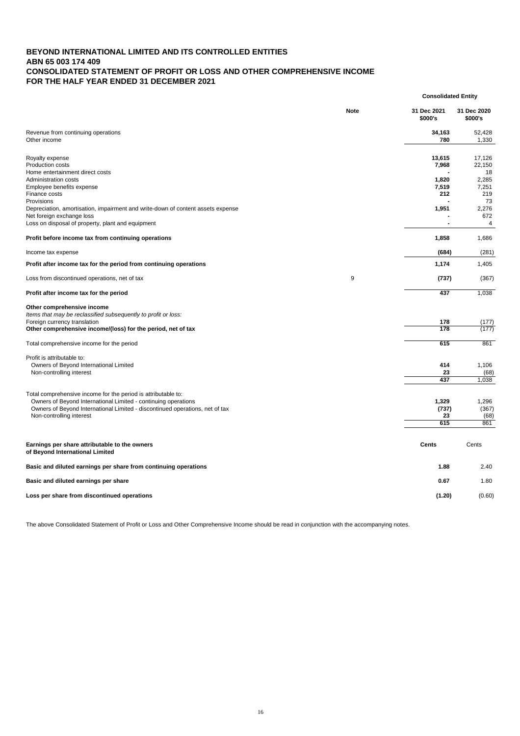# BEYOND INTERNATIONAL LIMITED AND ITS CONTROLLED ENTITIES
## ABN 65 003 174 409
## CONSOLIDATED STATEMENT OF PROFIT OR LOSS AND OTHER COMPREHENSIVE INCOME
## FOR THE HALF YEAR ENDED 31 DECEMBER 2021

| | Note | Consolidated Entity | |
|---|---|---|---|
| | | **31 Dec 2021 $000's** | **31 Dec 2020 $000's** |
| Revenue from continuing operations | | **34,163** | 52,428 |
| Other income | | **780** | 1,330 |
| Royalty expense | | **13,615** | 17,126 |
| Production costs | | **7,968** | 22,150 |
| Home entertainment direct costs | | **-** | 18 |
| Administration costs | | **1,820** | 2,285 |
| Employee benefits expense | | **7,519** | 7,251 |
| Finance costs | | **212** | 219 |
| Provisions | | **-** | 73 |
| Depreciation, amortisation, impairment and write-down of content assets expense | | **1,951** | 2,276 |
| Net foreign exchange loss | | **-** | 672 |
| Loss on disposal of property, plant and equipment | | **-** | 4 |
| **Profit before income tax from continuing operations** | | **1,858** | 1,686 |
| Income tax expense | | **(684)** | (281) |
| **Profit after income tax for the period from continuing operations** | | **1,174** | 1,405 |
| Loss from discontinued operations, net of tax | 9 | **(737)** | (367) |
| **Profit after income tax for the period** | | **437** | 1,038 |
| **Other comprehensive income** | | | |
| *Items that may be reclassified subsequently to profit or loss:* | | | |
| Foreign currency translation | | **178** | (177) |
| **Other comprehensive income/(loss) for the period, net of tax** | | **178** | (177) |
| Total comprehensive income for the period | | **615** | 861 |
| Profit is attributable to: | | | |
| Owners of Beyond International Limited | | **414** | 1,106 |
| Non-controlling interest | | **23** | (68) |
| | | **437** | 1,038 |
| Total comprehensive income for the period is attributable to: | | | |
| Owners of Beyond International Limited - continuing operations | | **1,329** | 1,296 |
| Owners of Beyond International Limited - discontinued operations, net of tax | | **(737)** | (367) |
| Non-controlling interest | | **23** | (68) |
| | | **615** | 861 |
| **Earnings per share attributable to the owners of Beyond International Limited** | | **Cents** | Cents |
| **Basic and diluted earnings per share from continuing operations** | | **1.88** | 2.40 |
| **Basic and diluted earnings per share** | | **0.67** | 1.80 |
| **Loss per share from discontinued operations** | | **(1.20)** | (0.60) |

The above Consolidated Statement of Profit or Loss and Other Comprehensive Income should be read in conjunction with the accompanying notes.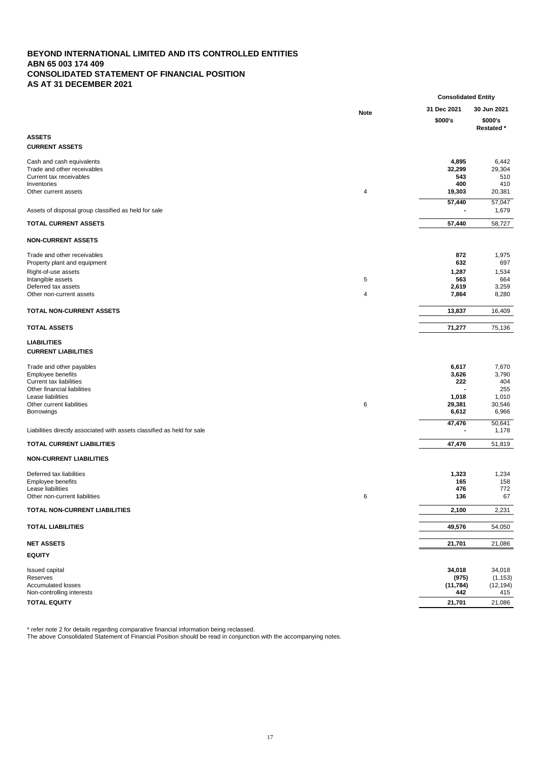# BEYOND INTERNATIONAL LIMITED AND ITS CONTROLLED ENTITIES
## ABN 65 003 174 409
## CONSOLIDATED STATEMENT OF FINANCIAL POSITION
## AS AT 31 DECEMBER 2021

| | Note | Consolidated Entity | |
|---|---|---|---|
| | | 31 Dec 2021 | 30 Jun 2021 |
| | | $000's | $000's Restated * |
| **ASSETS** | | | |
| **CURRENT ASSETS** | | | |
| Cash and cash equivalents | | **4,895** | 6,442 |
| Trade and other receivables | | **32,299** | 29,304 |
| Current tax receivables | | **543** | 510 |
| Inventories | | **400** | 410 |
| Other current assets | 4 | **19,303** | 20,381 |
| | | **57,440** | 57,047 |
| Assets of disposal group classified as held for sale | | **-** | 1,679 |
| **TOTAL CURRENT ASSETS** | | **57,440** | 58,727 |
| **NON-CURRENT ASSETS** | | | |
| Trade and other receivables | | **872** | 1,975 |
| Property plant and equipment | | **632** | 697 |
| Right-of-use assets | | **1,287** | 1,534 |
| Intangible assets | 5 | **563** | 664 |
| Deferred tax assets | | **2,619** | 3,259 |
| Other non-current assets | 4 | **7,864** | 8,280 |
| **TOTAL NON-CURRENT ASSETS** | | **13,837** | 16,409 |
| **TOTAL ASSETS** | | **71,277** | 75,136 |
| **LIABILITIES** | | | |
| **CURRENT LIABILITIES** | | | |
| Trade and other payables | | **6,617** | 7,670 |
| Employee benefits | | **3,626** | 3,790 |
| Current tax liabilities | | **222** | 404 |
| Other financial liabilities | | **-** | 255 |
| Lease liabilities | | **1,018** | 1,010 |
| Other current liabilities | 6 | **29,381** | 30,546 |
| Borrowings | | **6,612** | 6,966 |
| | | **47,476** | 50,641 |
| Liabilities directly associated with assets classified as held for sale | | **-** | 1,178 |
| **TOTAL CURRENT LIABILITIES** | | **47,476** | 51,819 |
| **NON-CURRENT LIABILITIES** | | | |
| Deferred tax liabilities | | **1,323** | 1,234 |
| Employee benefits | | **165** | 158 |
| Lease liabilities | | **476** | 772 |
| Other non-current liabilities | 6 | **136** | 67 |
| **TOTAL NON-CURRENT LIABILITIES** | | **2,100** | 2,231 |
| **TOTAL LIABILITIES** | | **49,576** | 54,050 |
| **NET ASSETS** | | **21,701** | 21,086 |
| **EQUITY** | | | |
| Issued capital | | **34,018** | 34,018 |
| Reserves | | **(975)** | (1,153) |
| Accumulated losses | | **(11,784)** | (12,194) |
| Non-controlling interests | | **442** | 415 |
| **TOTAL EQUITY** | | **21,701** | 21,086 |

* refer note 2 for details regarding comparative financial information being reclassed.

The above Consolidated Statement of Financial Position should be read in conjunction with the accompanying notes.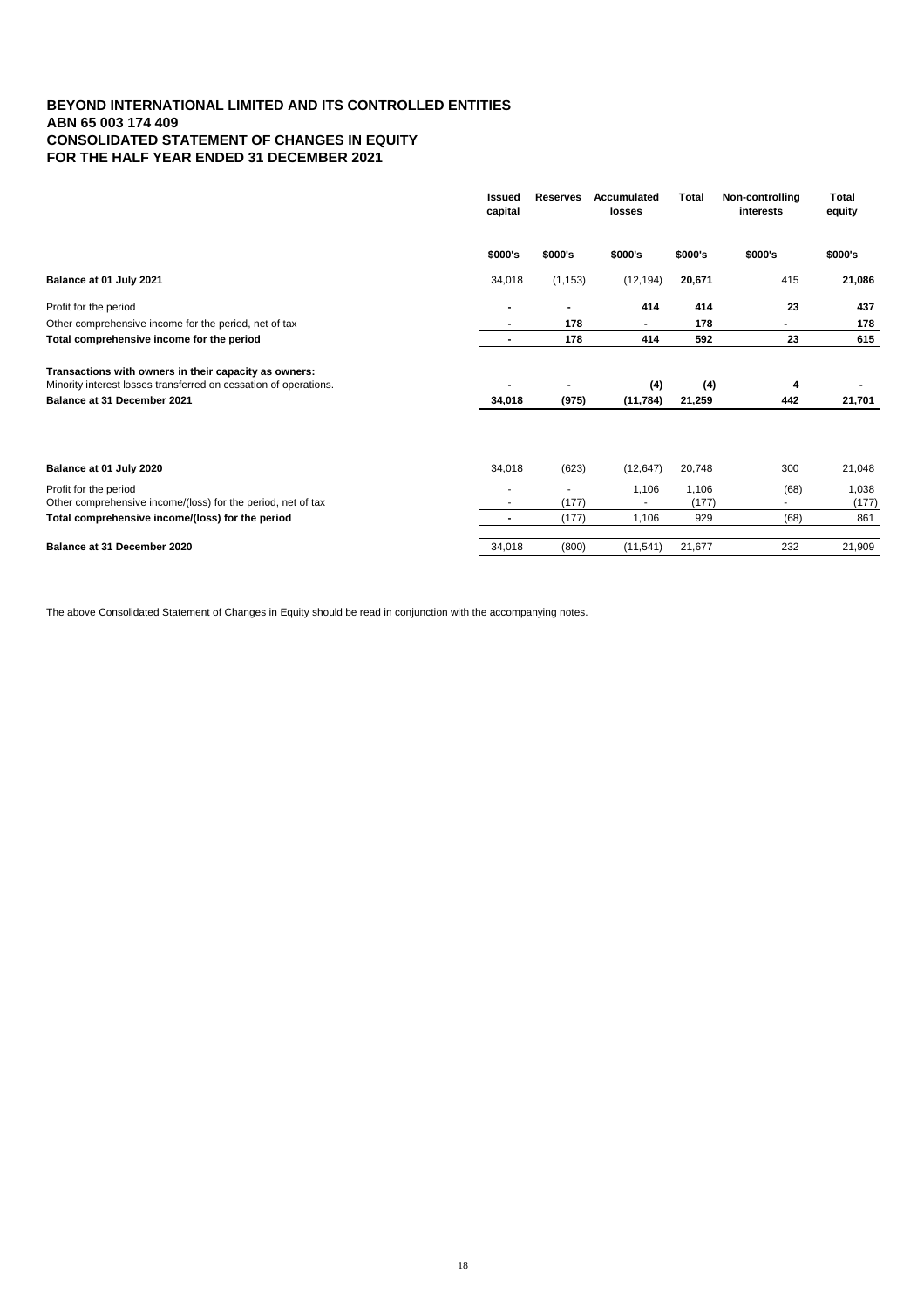**BEYOND INTERNATIONAL LIMITED AND ITS CONTROLLED ENTITIES**
**ABN 65 003 174 409**
**CONSOLIDATED STATEMENT OF CHANGES IN EQUITY**
**FOR THE HALF YEAR ENDED 31 DECEMBER 2021**

| | Issued capital | Reserves | Accumulated losses | Total | Non-controlling interests | Total equity |
|---|---|---|---|---|---|---|
| | $000's | $000's | $000's | $000's | $000's | $000's |
| **Balance at 01 July 2021** | 34,018 | (1,153) | (12,194) | **20,671** | 415 | **21,086** |
| Profit for the period | **-** | **-** | **414** | **414** | **23** | **437** |
| Other comprehensive income for the period, net of tax | **-** | **178** | **-** | **178** | **-** | **178** |
| **Total comprehensive income for the period** | **-** | **178** | **414** | **592** | **23** | **615** |
| **Transactions with owners in their capacity as owners:** | | | | | | |
| Minority interest losses transferred on cessation of operations. | **-** | **-** | **(4)** | **(4)** | **4** | **-** |
| **Balance at 31 December 2021** | **34,018** | **(975)** | **(11,784)** | **21,259** | **442** | **21,701** |
| | | | | | | |
| **Balance at 01 July 2020** | 34,018 | (623) | (12,647) | 20,748 | 300 | 21,048 |
| Profit for the period | - | - | 1,106 | 1,106 | (68) | 1,038 |
| Other comprehensive income/(loss) for the period, net of tax | - | (177) | - | (177) | - | (177) |
| **Total comprehensive income/(loss) for the period** | **-** | (177) | 1,106 | 929 | (68) | 861 |
| **Balance at 31 December 2020** | 34,018 | (800) | (11,541) | 21,677 | 232 | 21,909 |

The above Consolidated Statement of Changes in Equity should be read in conjunction with the accompanying notes.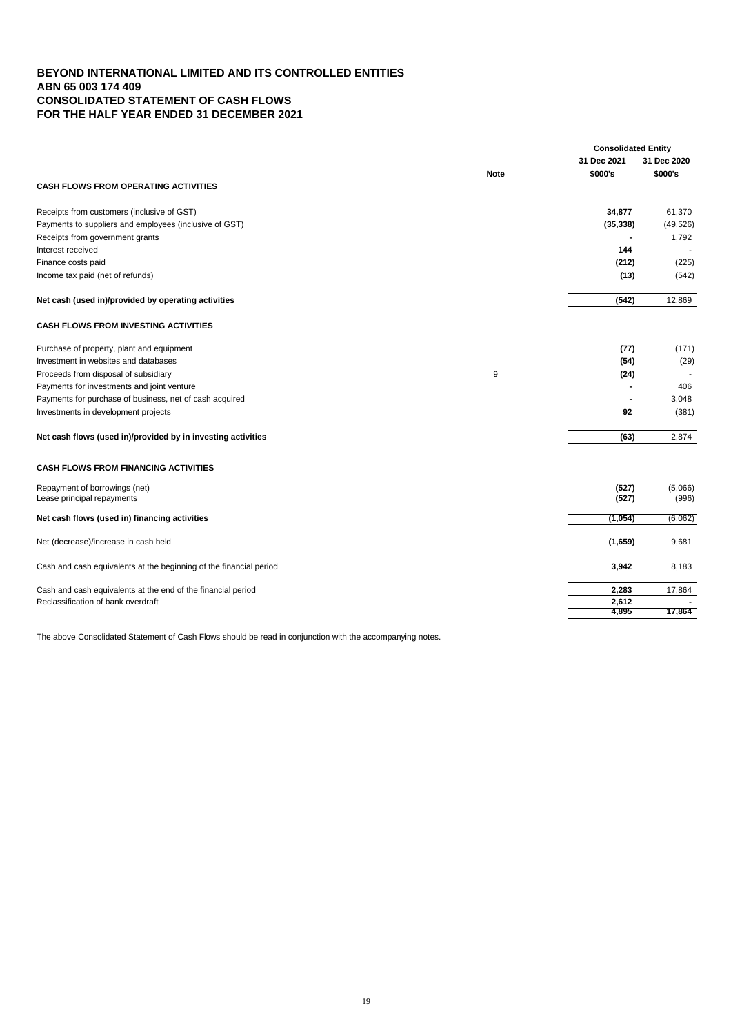# BEYOND INTERNATIONAL LIMITED AND ITS CONTROLLED ENTITIES
## ABN 65 003 174 409
## CONSOLIDATED STATEMENT OF CASH FLOWS
## FOR THE HALF YEAR ENDED 31 DECEMBER 2021

| | Note | Consolidated Entity 31 Dec 2021 $000's | 31 Dec 2020 $000's |
|---|---|---|---|
| **CASH FLOWS FROM OPERATING ACTIVITIES** | | | |
| Receipts from customers (inclusive of GST) | | **34,877** | 61,370 |
| Payments to suppliers and employees (inclusive of GST) | | **(35,338)** | (49,526) |
| Receipts from government grants | | **-** | 1,792 |
| Interest received | | **144** | - |
| Finance costs paid | | **(212)** | (225) |
| Income tax paid (net of refunds) | | **(13)** | (542) |
| **Net cash (used in)/provided by operating activities** | | **(542)** | 12,869 |
| **CASH FLOWS FROM INVESTING ACTIVITIES** | | | |
| Purchase of property, plant and equipment | | **(77)** | (171) |
| Investment in websites and databases | | **(54)** | (29) |
| Proceeds from disposal of subsidiary | 9 | **(24)** | - |
| Payments for investments and joint venture | | **-** | 406 |
| Payments for purchase of business, net of cash acquired | | **-** | 3,048 |
| Investments in development projects | | **92** | (381) |
| **Net cash flows (used in)/provided by in investing activities** | | **(63)** | 2,874 |
| **CASH FLOWS FROM FINANCING ACTIVITIES** | | | |
| Repayment of borrowings (net) | | **(527)** | (5,066) |
| Lease principal repayments | | **(527)** | (996) |
| **Net cash flows (used in) financing activities** | | **(1,054)** | (6,062) |
| Net (decrease)/increase in cash held | | **(1,659)** | 9,681 |
| Cash and cash equivalents at the beginning of the financial period | | **3,942** | 8,183 |
| Cash and cash equivalents at the end of the financial period | | **2,283** | 17,864 |
| Reclassification of bank overdraft | | **2,612** | - |
| | | **4,895** | **17,864** |

The above Consolidated Statement of Cash Flows should be read in conjunction with the accompanying notes.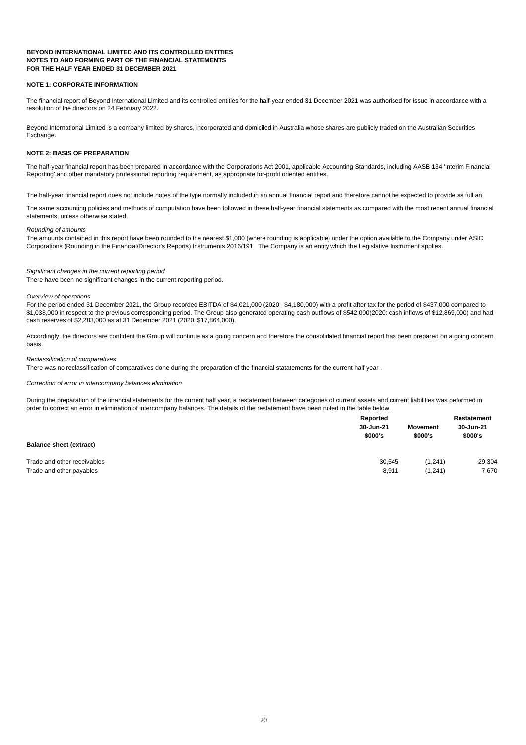**BEYOND INTERNATIONAL LIMITED AND ITS CONTROLLED ENTITIES**
**NOTES TO AND FORMING PART OF THE FINANCIAL STATEMENTS**
**FOR THE HALF YEAR ENDED 31 DECEMBER 2021**

## NOTE 1: CORPORATE INFORMATION

The financial report of Beyond International Limited and its controlled entities for the half-year ended 31 December 2021 was authorised for issue in accordance with a resolution of the directors on 24 February 2022.

Beyond International Limited is a company limited by shares, incorporated and domiciled in Australia whose shares are publicly traded on the Australian Securities Exchange.

## NOTE 2: BASIS OF PREPARATION

The half-year financial report has been prepared in accordance with the Corporations Act 2001, applicable Accounting Standards, including AASB 134 'Interim Financial Reporting' and other mandatory professional reporting requirement, as appropriate for-profit oriented entities.

The half-year financial report does not include notes of the type normally included in an annual financial report and therefore cannot be expected to provide as full an

The same accounting policies and methods of computation have been followed in these half-year financial statements as compared with the most recent annual financial statements, unless otherwise stated.

*Rounding of amounts*
The amounts contained in this report have been rounded to the nearest $1,000 (where rounding is applicable) under the option available to the Company under ASIC Corporations (Rounding in the Financial/Director's Reports) Instruments 2016/191. The Company is an entity which the Legislative Instrument applies.

*Significant changes in the current reporting period*
There have been no significant changes in the current reporting period.

*Overview of operations*
For the period ended 31 December 2021, the Group recorded EBITDA of $4,021,000 (2020: $4,180,000) with a profit after tax for the period of $437,000 compared to $1,038,000 in respect to the previous corresponding period. The Group also generated operating cash outflows of $542,000(2020: cash inflows of $12,869,000) and had cash reserves of $2,283,000 as at 31 December 2021 (2020: $17,864,000).

Accordingly, the directors are confident the Group will continue as a going concern and therefore the consolidated financial report has been prepared on a going concern basis.

*Reclassification of comparatives*
There was no reclassification of comparatives done during the preparation of the financial statatements for the current half year .

*Correction of error in intercompany balances elimination*

During the preparation of the financial statements for the current half year, a restatement between categories of current assets and current liabilities was peformed in order to correct an error in elimination of intercompany balances. The details of the restatement have been noted in the table below.

| | Reported 30-Jun-21 $000's | Movement $000's | Restatement 30-Jun-21 $000's |
|---|---|---|---|
| **Balance sheet (extract)** | | | |
| Trade and other receivables | 30,545 | (1,241) | 29,304 |
| Trade and other payables | 8,911 | (1,241) | 7,670 |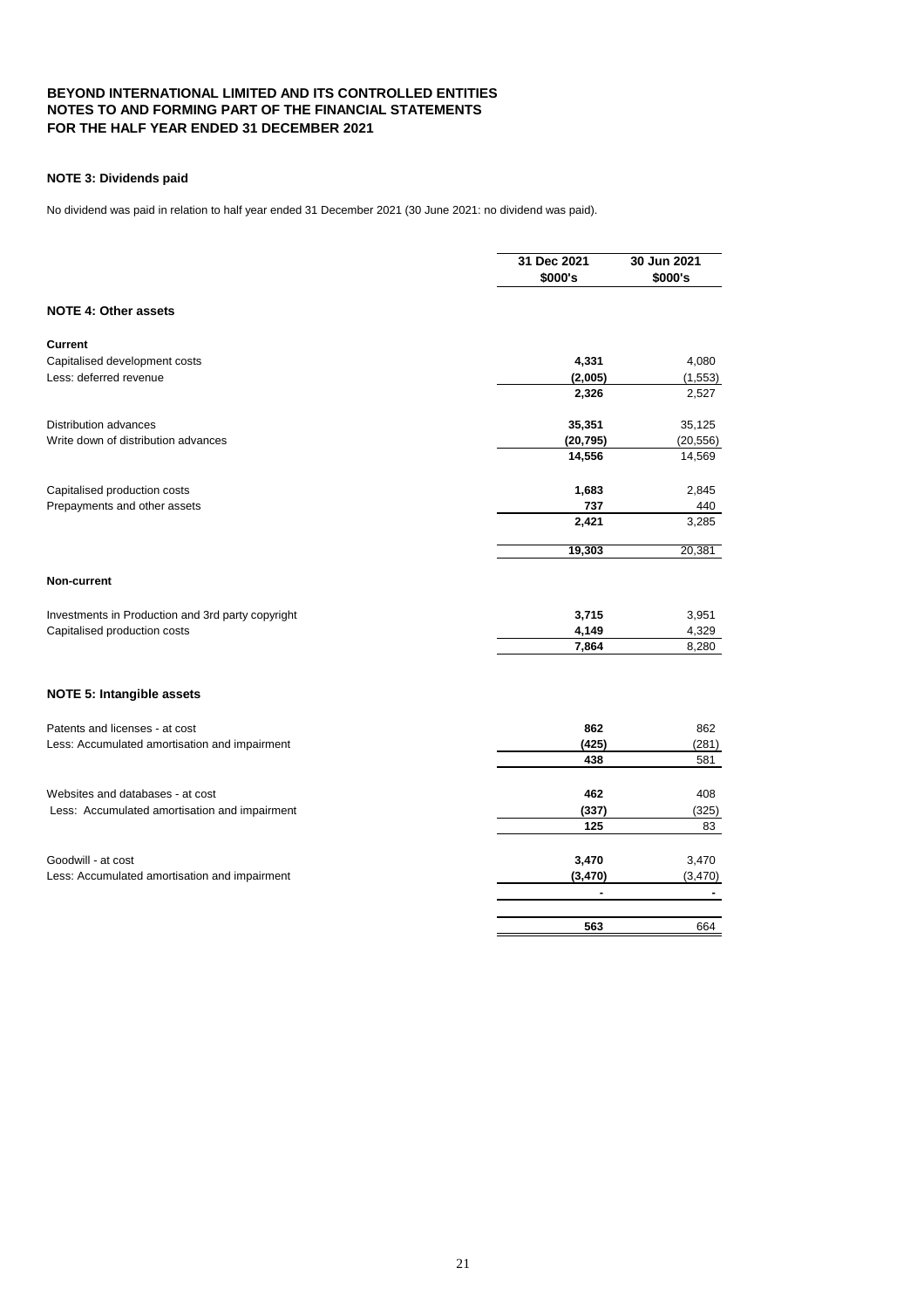**BEYOND INTERNATIONAL LIMITED AND ITS CONTROLLED ENTITIES**
**NOTES TO AND FORMING PART OF THE FINANCIAL STATEMENTS**
**FOR THE HALF YEAR ENDED 31 DECEMBER 2021**

### NOTE 3: Dividends paid

No dividend was paid in relation to half year ended 31 December 2021 (30 June 2021: no dividend was paid).

| | 31 Dec 2021 $000's | 30 Jun 2021 $000's |
|---|---|---|
| **NOTE 4: Other assets** | | |
| **Current** | | |
| Capitalised development costs | **4,331** | 4,080 |
| Less: deferred revenue | **(2,005)** | (1,553) |
| | **2,326** | 2,527 |
| Distribution advances | **35,351** | 35,125 |
| Write down of distribution advances | **(20,795)** | (20,556) |
| | **14,556** | 14,569 |
| Capitalised production costs | **1,683** | 2,845 |
| Prepayments and other assets | **737** | 440 |
| | **2,421** | 3,285 |
| | **19,303** | 20,381 |
| **Non-current** | | |
| Investments in Production and 3rd party copyright | **3,715** | 3,951 |
| Capitalised production costs | **4,149** | 4,329 |
| | **7,864** | 8,280 |
| **NOTE 5: Intangible assets** | | |
| Patents and licenses - at cost | **862** | 862 |
| Less: Accumulated amortisation and impairment | **(425)** | (281) |
| | **438** | 581 |
| Websites and databases - at cost | **462** | 408 |
| Less: Accumulated amortisation and impairment | **(337)** | (325) |
| | **125** | 83 |
| Goodwill - at cost | **3,470** | 3,470 |
| Less: Accumulated amortisation and impairment | **(3,470)** | (3,470) |
| | **-** | - |
| | **563** | 664 |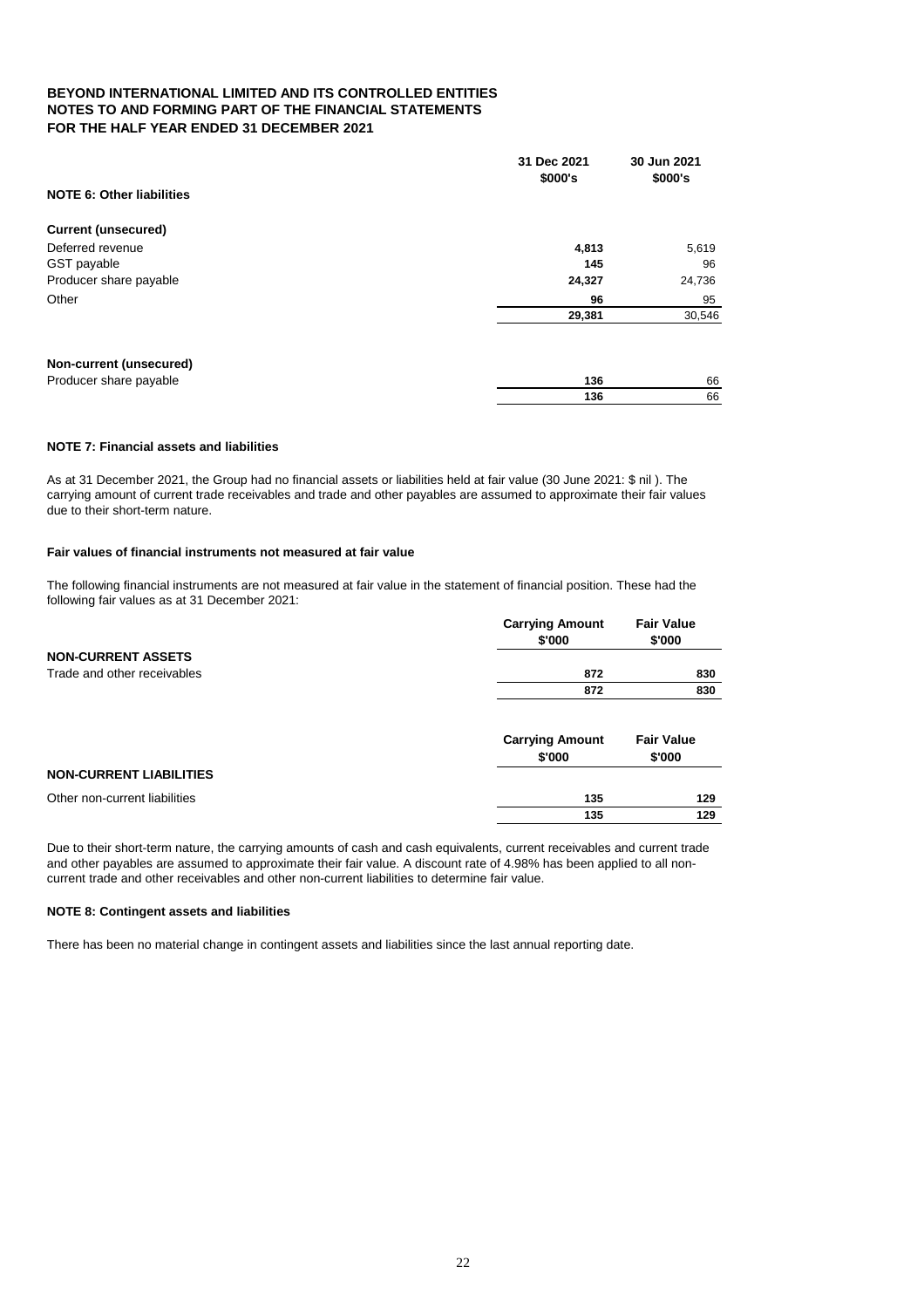# BEYOND INTERNATIONAL LIMITED AND ITS CONTROLLED ENTITIES
## NOTES TO AND FORMING PART OF THE FINANCIAL STATEMENTS
## FOR THE HALF YEAR ENDED 31 DECEMBER 2021

### NOTE 6: Other liabilities

| | 31 Dec 2021 $000's | 30 Jun 2021 $000's |
|---|---|---|
| **Current (unsecured)** | | |
| Deferred revenue | **4,813** | 5,619 |
| GST payable | **145** | 96 |
| Producer share payable | **24,327** | 24,736 |
| Other | **96** | 95 |
| | **29,381** | 30,546 |
| | | |
| **Non-current (unsecured)** | | |
| Producer share payable | **136** | 66 |
| | **136** | 66 |

### NOTE 7: Financial assets and liabilities

As at 31 December 2021, the Group had no financial assets or liabilities held at fair value (30 June 2021: $ nil ). The carrying amount of current trade receivables and trade and other payables are assumed to approximate their fair values due to their short-term nature.

#### Fair values of financial instruments not measured at fair value

The following financial instruments are not measured at fair value in the statement of financial position. These had the following fair values as at 31 December 2021:

| | Carrying Amount $'000 | Fair Value $'000 |
|---|---|---|
| **NON-CURRENT ASSETS** | | |
| Trade and other receivables | **872** | **830** |
| | **872** | **830** |

| | Carrying Amount $'000 | Fair Value $'000 |
|---|---|---|
| **NON-CURRENT LIABILITIES** | | |
| Other non-current liabilities | **135** | **129** |
| | **135** | **129** |

Due to their short-term nature, the carrying amounts of cash and cash equivalents, current receivables and current trade and other payables are assumed to approximate their fair value. A discount rate of 4.98% has been applied to all non-current trade and other receivables and other non-current liabilities to determine fair value.

### NOTE 8: Contingent assets and liabilities

There has been no material change in contingent assets and liabilities since the last annual reporting date.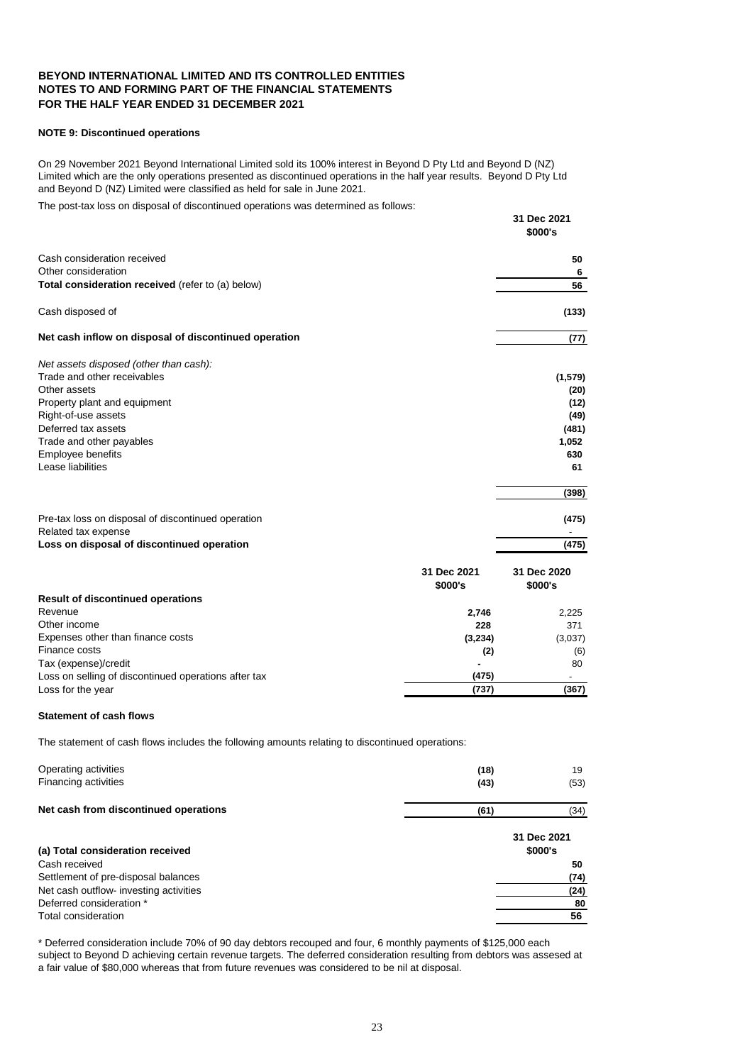**BEYOND INTERNATIONAL LIMITED AND ITS CONTROLLED ENTITIES**
**NOTES TO AND FORMING PART OF THE FINANCIAL STATEMENTS**
**FOR THE HALF YEAR ENDED 31 DECEMBER 2021**

**NOTE 9: Discontinued operations**

On 29 November 2021 Beyond International Limited sold its 100% interest in Beyond D Pty Ltd and Beyond D (NZ) Limited which are the only operations presented as discontinued operations in the half year results. Beyond D Pty Ltd and Beyond D (NZ) Limited were classified as held for sale in June 2021.

The post-tax loss on disposal of discontinued operations was determined as follows:

| | 31 Dec 2021 $000's |
|---|---|
| Cash consideration received | 50 |
| Other consideration | 6 |
| **Total consideration received** (refer to (a) below) | 56 |
| Cash disposed of | (133) |
| **Net cash inflow on disposal of discontinued operation** | (77) |
| *Net assets disposed (other than cash):* | |
| Trade and other receivables | (1,579) |
| Other assets | (20) |
| Property plant and equipment | (12) |
| Right-of-use assets | (49) |
| Deferred tax assets | (481) |
| Trade and other payables | 1,052 |
| Employee benefits | 630 |
| Lease liabilities | 61 |
| | (398) |
| Pre-tax loss on disposal of discontinued operation | (475) |
| Related tax expense | - |
| **Loss on disposal of discontinued operation** | (475) |

| | 31 Dec 2021 $000's | 31 Dec 2020 $000's |
|---|---|---|
| **Result of discontinued operations** | | |
| Revenue | 2,746 | 2,225 |
| Other income | 228 | 371 |
| Expenses other than finance costs | (3,234) | (3,037) |
| Finance costs | (2) | (6) |
| Tax (expense)/credit | - | 80 |
| Loss on selling of discontinued operations after tax | (475) | - |
| Loss for the year | (737) | (367) |

**Statement of cash flows**

The statement of cash flows includes the following amounts relating to discontinued operations:

| | 31 Dec 2021 | 31 Dec 2020 |
|---|---|---|
| Operating activities | (18) | 19 |
| Financing activities | (43) | (53) |
| **Net cash from discontinued operations** | (61) | (34) |

| **(a) Total consideration received** | 31 Dec 2021 $000's |
|---|---|
| Cash received | 50 |
| Settlement of pre-disposal balances | (74) |
| Net cash outflow- investing activities | (24) |
| Deferred consideration * | 80 |
| Total consideration | 56 |

\* Deferred consideration include 70% of 90 day debtors recouped and four, 6 monthly payments of $125,000 each subject to Beyond D achieving certain revenue targets. The deferred consideration resulting from debtors was assesed at a fair value of $80,000 whereas that from future revenues was considered to be nil at disposal.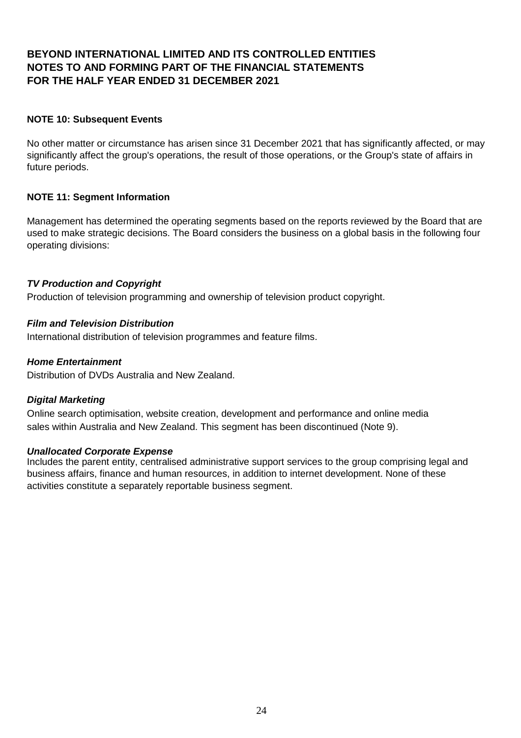# BEYOND INTERNATIONAL LIMITED AND ITS CONTROLLED ENTITIES
# NOTES TO AND FORMING PART OF THE FINANCIAL STATEMENTS
# FOR THE HALF YEAR ENDED 31 DECEMBER 2021

## NOTE 10: Subsequent Events

No other matter or circumstance has arisen since 31 December 2021 that has significantly affected, or may significantly affect the group's operations, the result of those operations, or the Group's state of affairs in future periods.

## NOTE 11: Segment Information

Management has determined the operating segments based on the reports reviewed by the Board that are used to make strategic decisions. The Board considers the business on a global basis in the following four operating divisions:

***TV Production and Copyright***

Production of television programming and ownership of television product copyright.

***Film and Television Distribution***

International distribution of television programmes and feature films.

***Home Entertainment***

Distribution of DVDs Australia and New Zealand.

***Digital Marketing***

Online search optimisation, website creation, development and performance and online media sales within Australia and New Zealand. This segment has been discontinued (Note 9).

***Unallocated Corporate Expense***

Includes the parent entity, centralised administrative support services to the group comprising legal and business affairs, finance and human resources, in addition to internet development. None of these activities constitute a separately reportable business segment.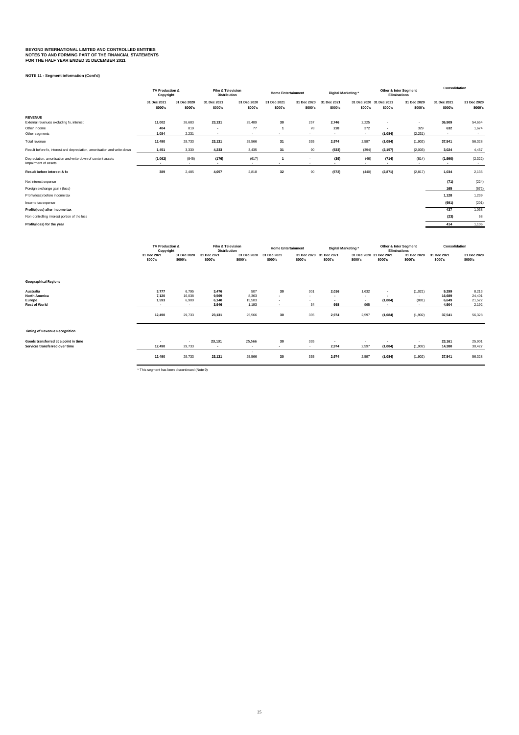**BEYOND INTERNATIONAL LIMITED AND CONTROLLED ENTITIES**
**NOTES TO AND FORMING PART OF THE FINANCIAL STATEMENTS**
**FOR THE HALF YEAR ENDED 31 DECEMBER 2021**

**NOTE 11 - Segment information (Cont'd)**

| | TV Production & Copyright | | Film & Television Distribution | | Home Entertainment | | Digital Marketing * | | Other & Inter Segment Eliminations | | Consolidation | |
|---|---|---|---|---|---|---|---|---|---|---|---|---|
| | 31 Dec 2021 $000's | 31 Dec 2020 $000's | 31 Dec 2021 $000's | 31 Dec 2020 $000's | 31 Dec 2021 $000's | 31 Dec 2020 $000's | 31 Dec 2021 $000's | 31 Dec 2020 $000's | 31 Dec 2021 $000's | 31 Dec 2020 $000's | 31 Dec 2021 $000's | 31 Dec 2020 $000's |
| **REVENUE** | | | | | | | | | | | | |
| External revenues excluding fx, interest | **11,002** | 26,683 | **23,131** | 25,489 | **30** | 257 | **2,746** | 2,225 | - | - | **36,909** | 54,654 |
| Other income | **404** | 819 | **-** | 77 | **1** | 78 | **228** | 372 | **-** | 329 | **632** | 1,674 |
| Other segments | **1,084** | 2,231 | **-** | - | **-** | - | **-** | - | **(1,084)** | (2,231) | **-** | - |
| Total revenue | **12,490** | 29,733 | **23,131** | 25,566 | **31** | 335 | **2,974** | 2,597 | **(1,084)** | (1,902) | **37,541** | 56,328 |
| Result before fx, interest and depreciation, amortisation and write-down | **1,451** | 3,330 | **4,233** | 3,435 | **31** | 90 | **(533)** | (394) | **(2,157)** | (2,003) | **3,024** | 4,457 |
| Depreciation, amortisation and write-down of content assets | **(1,062)** | (845) | **(176)** | (617) | **1** | - | **(39)** | (46) | **(714)** | (814) | **(1,990)** | (2,322) |
| Impairment of assets | **-** | - | **-** | - | **-** | - | **-** | - | **-** | - | **-** | - |
| **Result before interest & fx** | **389** | 2,485 | **4,057** | 2,818 | **32** | 90 | **(572)** | (440) | **(2,871)** | (2,817) | **1,034** | 2,135 |
| Net interest expense | | | | | | | | | | | **(71)** | (224) |
| Foreign exchange gain / (loss) | | | | | | | | | | | **165** | (672) |
| Profit/(loss) before income tax | | | | | | | | | | | **1,128** | 1,239 |
| Income tax expense | | | | | | | | | | | **(691)** | (201) |
| **Profit/(loss) after income tax** | | | | | | | | | | | **437** | 1,038 |
| Non-controlling interest portion of the loss | | | | | | | | | | | **(23)** | 68 |
| **Profit/(loss) for the year** | | | | | | | | | | | **414** | 1,106 |

| | TV Production & Copyright | | Film & Television Distribution | | Home Entertainment | | Digital Marketing * | | Other & Inter Segment Eliminations | | Consolidation | |
|---|---|---|---|---|---|---|---|---|---|---|---|---|
| | 31 Dec 2021 $000's | 31 Dec 2020 $000's | 31 Dec 2021 $000's | 31 Dec 2020 $000's | 31 Dec 2021 $000's | 31 Dec 2020 $000's | 31 Dec 2021 $000's | 31 Dec 2020 $000's | 31 Dec 2021 $000's | 31 Dec 2020 $000's | 31 Dec 2021 $000's | 31 Dec 2020 $000's |
| **Geographical Regions** | | | | | | | | | | | | |
| **Australia** | **3,777** | 6,795 | **3,476** | 507 | **30** | 301 | **2,016** | 1,632 | **-** | (1,021) | **9,299** | 8,213 |
| **North America** | **7,120** | 16,038 | **9,569** | 8,363 | **-** | - | **-** | - | **-** | - | **16,689** | 24,401 |
| **Europe** | **1,593** | 6,900 | **6,140** | 15,503 | **-** | - | **-** | - | **(1,084)** | (881) | **6,649** | 21,522 |
| **Rest of World** | **-** | - | **3,946** | 1,193 | **-** | 34 | **958** | 965 | **-** | - | **4,904** | 2,192 |
| | **12,490** | 29,733 | **23,131** | 25,566 | **30** | 335 | **2,974** | 2,597 | **(1,084)** | (1,902) | **37,541** | 56,328 |
| **Timing of Revenue Recognition** | | | | | | | | | | | | |
| **Goods transferred at a point in time** | **-** | - | **23,131** | 25,566 | **30** | 335 | **-** | - | **-** | - | **23,161** | 25,901 |
| **Services transferred over time** | **12,490** | 29,733 | **-** | - | **-** | - | **2,974** | 2,597 | **(1,084)** | (1,902) | **14,380** | 30,427 |
| | **12,490** | 29,733 | **23,131** | 25,566 | **30** | 335 | **2,974** | 2,597 | **(1,084)** | (1,902) | **37,541** | 56,328 |

\* This segment has been discontinued (Note 9)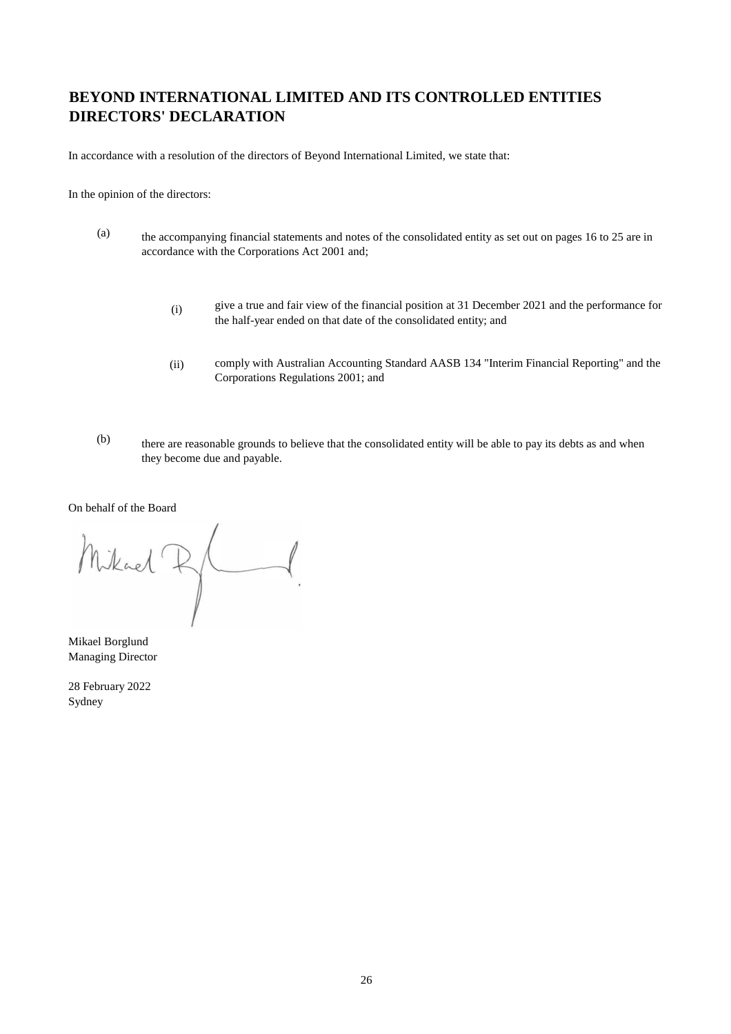# BEYOND INTERNATIONAL LIMITED AND ITS CONTROLLED ENTITIES
# DIRECTORS' DECLARATION

In accordance with a resolution of the directors of Beyond International Limited, we state that:

In the opinion of the directors:

(a) the accompanying financial statements and notes of the consolidated entity as set out on pages 16 to 25 are in accordance with the Corporations Act 2001 and;

  (i) give a true and fair view of the financial position at 31 December 2021 and the performance for the half-year ended on that date of the consolidated entity; and

  (ii) comply with Australian Accounting Standard AASB 134 "Interim Financial Reporting" and the Corporations Regulations 2001; and

(b) there are reasonable grounds to believe that the consolidated entity will be able to pay its debts as and when they become due and payable.

On behalf of the Board

Mikael Borglund
Managing Director

28 February 2022
Sydney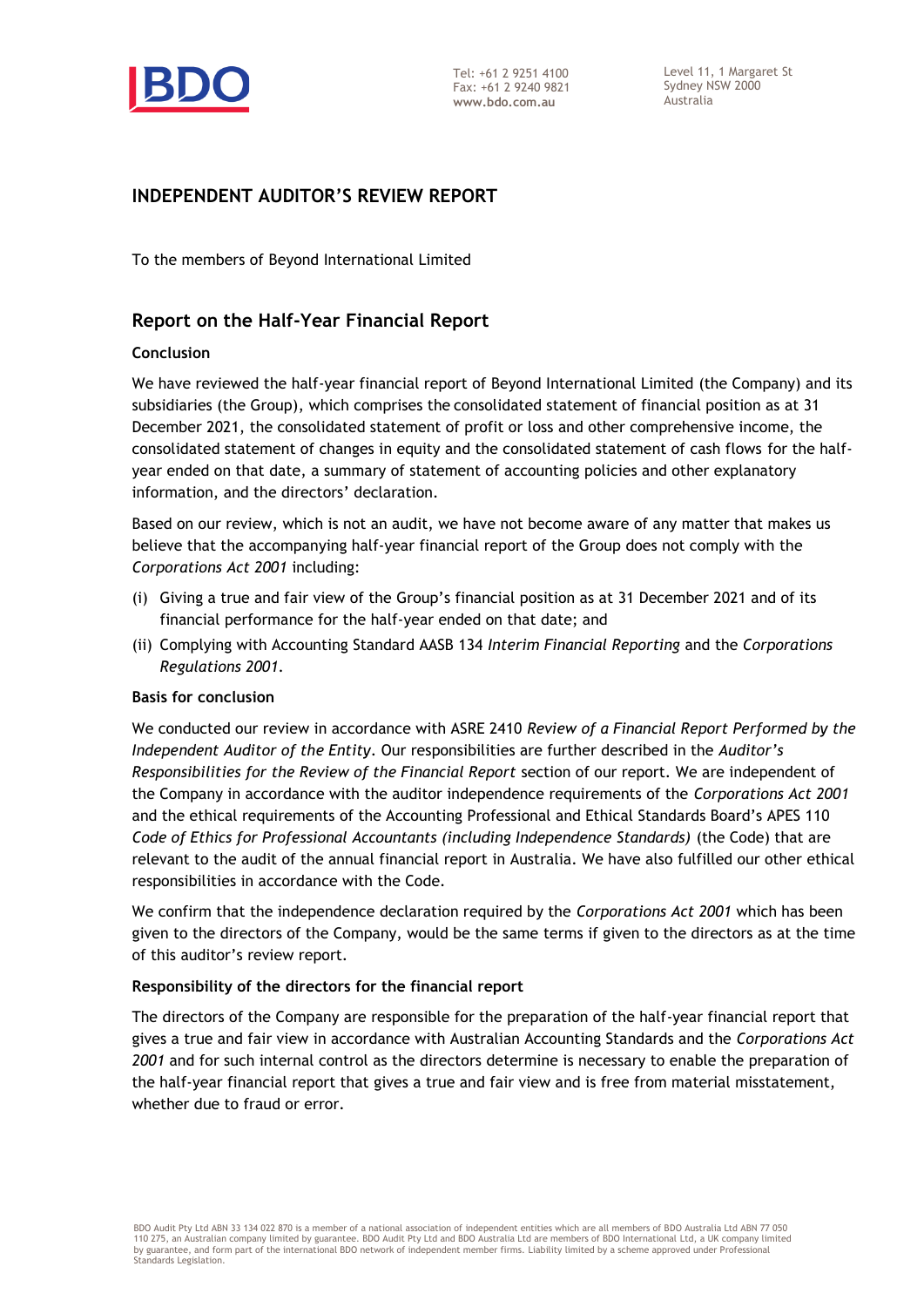Tel: +61 2 9251 4100
Fax: +61 2 9240 9821
www.bdo.com.au

Level 11, 1 Margaret St
Sydney NSW 2000
Australia

## INDEPENDENT AUDITOR'S REVIEW REPORT

To the members of Beyond International Limited

## Report on the Half-Year Financial Report

### Conclusion

We have reviewed the half-year financial report of Beyond International Limited (the Company) and its subsidiaries (the Group), which comprises the consolidated statement of financial position as at 31 December 2021, the consolidated statement of profit or loss and other comprehensive income, the consolidated statement of changes in equity and the consolidated statement of cash flows for the half-year ended on that date, a summary of statement of accounting policies and other explanatory information, and the directors' declaration.

Based on our review, which is not an audit, we have not become aware of any matter that makes us believe that the accompanying half-year financial report of the Group does not comply with the *Corporations Act 2001* including:

(i) Giving a true and fair view of the Group's financial position as at 31 December 2021 and of its financial performance for the half-year ended on that date; and

(ii) Complying with Accounting Standard AASB 134 *Interim Financial Reporting* and the *Corporations Regulations 2001.*

### Basis for conclusion

We conducted our review in accordance with ASRE 2410 *Review of a Financial Report Performed by the Independent Auditor of the Entity*. Our responsibilities are further described in the *Auditor's Responsibilities for the Review of the Financial Report* section of our report. We are independent of the Company in accordance with the auditor independence requirements of the *Corporations Act 2001* and the ethical requirements of the Accounting Professional and Ethical Standards Board's APES 110 *Code of Ethics for Professional Accountants (including Independence Standards)* (the Code) that are relevant to the audit of the annual financial report in Australia. We have also fulfilled our other ethical responsibilities in accordance with the Code.

We confirm that the independence declaration required by the *Corporations Act 2001* which has been given to the directors of the Company, would be the same terms if given to the directors as at the time of this auditor's review report.

### Responsibility of the directors for the financial report

The directors of the Company are responsible for the preparation of the half-year financial report that gives a true and fair view in accordance with Australian Accounting Standards and the *Corporations Act 2001* and for such internal control as the directors determine is necessary to enable the preparation of the half-year financial report that gives a true and fair view and is free from material misstatement, whether due to fraud or error.

BDO Audit Pty Ltd ABN 33 134 022 870 is a member of a national association of independent entities which are all members of BDO Australia Ltd ABN 77 050 110 275, an Australian company limited by guarantee. BDO Audit Pty Ltd and BDO Australia Ltd are members of BDO International Ltd, a UK company limited by guarantee, and form part of the international BDO network of independent member firms. Liability limited by a scheme approved under Professional Standards Legislation.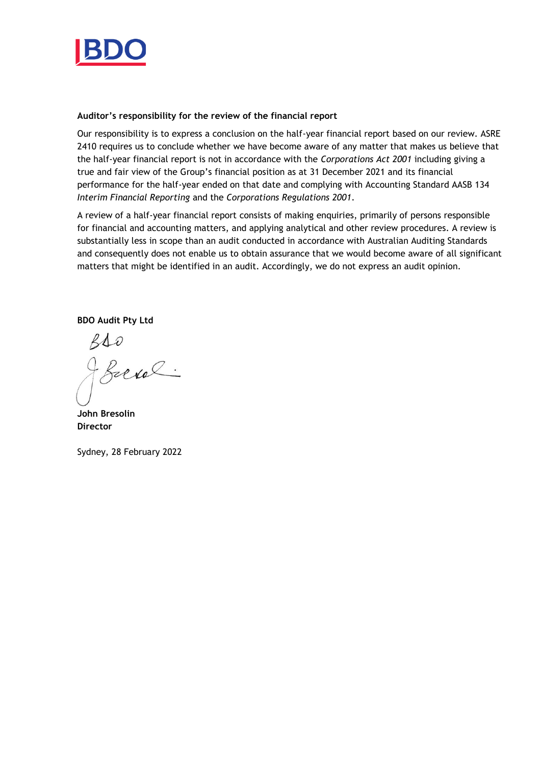**Auditor's responsibility for the review of the financial report**

Our responsibility is to express a conclusion on the half-year financial report based on our review. ASRE 2410 requires us to conclude whether we have become aware of any matter that makes us believe that the half-year financial report is not in accordance with the *Corporations Act 2001* including giving a true and fair view of the Group's financial position as at 31 December 2021 and its financial performance for the half-year ended on that date and complying with Accounting Standard AASB 134 *Interim Financial Reporting* and the *Corporations Regulations 2001*.

A review of a half-year financial report consists of making enquiries, primarily of persons responsible for financial and accounting matters, and applying analytical and other review procedures. A review is substantially less in scope than an audit conducted in accordance with Australian Auditing Standards and consequently does not enable us to obtain assurance that we would become aware of all significant matters that might be identified in an audit. Accordingly, we do not express an audit opinion.

**BDO Audit Pty Ltd**

**John Bresolin**
**Director**

Sydney, 28 February 2022